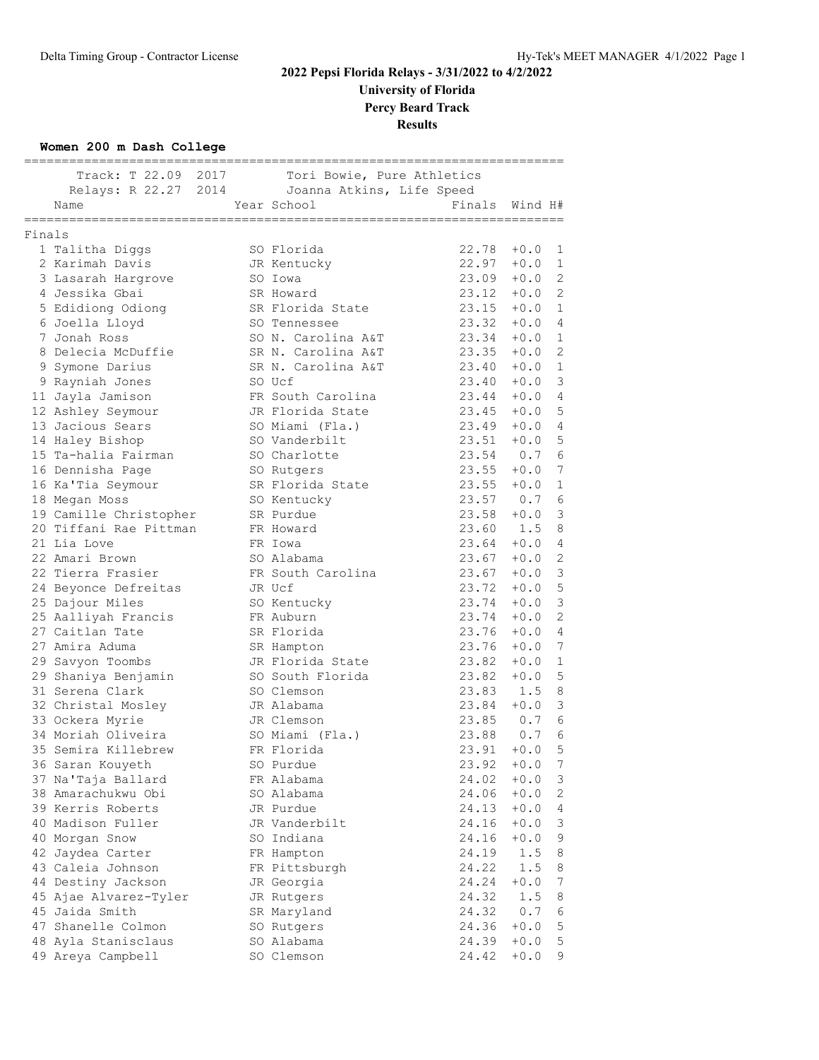# 2022 Pepsi Florida Relays - 3/31/2022 to 4/2/2022

**University of Florida**

**Percy Beard Track**

**Results**

### Women 200 m Dash College

| | Record | Year | Holder |
|---|---|---|---|
| Track: | T 22.09 | 2017 | Tori Bowie, Pure Athletics |
| Relays: | R 22.27 | 2014 | Joanna Atkins, Life Speed |

**Finals**

| Place | Name | Year | School | Finals | Wind | H# |
|---|---|---|---|---|---|---|
| 1 | Talitha Diggs | SO | Florida | 22.78 | +0.0 | 1 |
| 2 | Karimah Davis | JR | Kentucky | 22.97 | +0.0 | 1 |
| 3 | Lasarah Hargrove | SO | Iowa | 23.09 | +0.0 | 2 |
| 4 | Jessika Gbai | SR | Howard | 23.12 | +0.0 | 2 |
| 5 | Edidiong Odiong | SR | Florida State | 23.15 | +0.0 | 1 |
| 6 | Joella Lloyd | SO | Tennessee | 23.32 | +0.0 | 4 |
| 7 | Jonah Ross | SO | N. Carolina A&T | 23.34 | +0.0 | 1 |
| 8 | Delecia McDuffie | SR | N. Carolina A&T | 23.35 | +0.0 | 2 |
| 9 | Symone Darius | SR | N. Carolina A&T | 23.40 | +0.0 | 1 |
| 9 | Rayniah Jones | SO | Ucf | 23.40 | +0.0 | 3 |
| 11 | Jayla Jamison | FR | South Carolina | 23.44 | +0.0 | 4 |
| 12 | Ashley Seymour | JR | Florida State | 23.45 | +0.0 | 5 |
| 13 | Jacious Sears | SO | Miami (Fla.) | 23.49 | +0.0 | 4 |
| 14 | Haley Bishop | SO | Vanderbilt | 23.51 | +0.0 | 5 |
| 15 | Ta-halia Fairman | SO | Charlotte | 23.54 | 0.7 | 6 |
| 16 | Dennisha Page | SO | Rutgers | 23.55 | +0.0 | 7 |
| 16 | Ka'Tia Seymour | SR | Florida State | 23.55 | +0.0 | 1 |
| 18 | Megan Moss | SO | Kentucky | 23.57 | 0.7 | 6 |
| 19 | Camille Christopher | SR | Purdue | 23.58 | +0.0 | 3 |
| 20 | Tiffani Rae Pittman | FR | Howard | 23.60 | 1.5 | 8 |
| 21 | Lia Love | FR | Iowa | 23.64 | +0.0 | 4 |
| 22 | Amari Brown | SO | Alabama | 23.67 | +0.0 | 2 |
| 22 | Tierra Frasier | FR | South Carolina | 23.67 | +0.0 | 3 |
| 24 | Beyonce Defreitas | JR | Ucf | 23.72 | +0.0 | 5 |
| 25 | Dajour Miles | SO | Kentucky | 23.74 | +0.0 | 3 |
| 25 | Aalliyah Francis | FR | Auburn | 23.74 | +0.0 | 2 |
| 27 | Caitlan Tate | SR | Florida | 23.76 | +0.0 | 4 |
| 27 | Amira Aduma | SR | Hampton | 23.76 | +0.0 | 7 |
| 29 | Savyon Toombs | JR | Florida State | 23.82 | +0.0 | 1 |
| 29 | Shaniya Benjamin | SO | South Florida | 23.82 | +0.0 | 5 |
| 31 | Serena Clark | SO | Clemson | 23.83 | 1.5 | 8 |
| 32 | Christal Mosley | JR | Alabama | 23.84 | +0.0 | 3 |
| 33 | Ockera Myrie | JR | Clemson | 23.85 | 0.7 | 6 |
| 34 | Moriah Oliveira | SO | Miami (Fla.) | 23.88 | 0.7 | 6 |
| 35 | Semira Killebrew | FR | Florida | 23.91 | +0.0 | 5 |
| 36 | Saran Kouyeth | SO | Purdue | 23.92 | +0.0 | 7 |
| 37 | Na'Taja Ballard | FR | Alabama | 24.02 | +0.0 | 3 |
| 38 | Amarachukwu Obi | SO | Alabama | 24.06 | +0.0 | 2 |
| 39 | Kerris Roberts | JR | Purdue | 24.13 | +0.0 | 4 |
| 40 | Madison Fuller | JR | Vanderbilt | 24.16 | +0.0 | 3 |
| 40 | Morgan Snow | SO | Indiana | 24.16 | +0.0 | 9 |
| 42 | Jaydea Carter | FR | Hampton | 24.19 | 1.5 | 8 |
| 43 | Caleia Johnson | FR | Pittsburgh | 24.22 | 1.5 | 8 |
| 44 | Destiny Jackson | JR | Georgia | 24.24 | +0.0 | 7 |
| 45 | Ajae Alvarez-Tyler | JR | Rutgers | 24.32 | 1.5 | 8 |
| 45 | Jaida Smith | SR | Maryland | 24.32 | 0.7 | 6 |
| 47 | Shanelle Colmon | SO | Rutgers | 24.36 | +0.0 | 5 |
| 48 | Ayla Stanisclaus | SO | Alabama | 24.39 | +0.0 | 5 |
| 49 | Areya Campbell | SO | Clemson | 24.42 | +0.0 | 9 |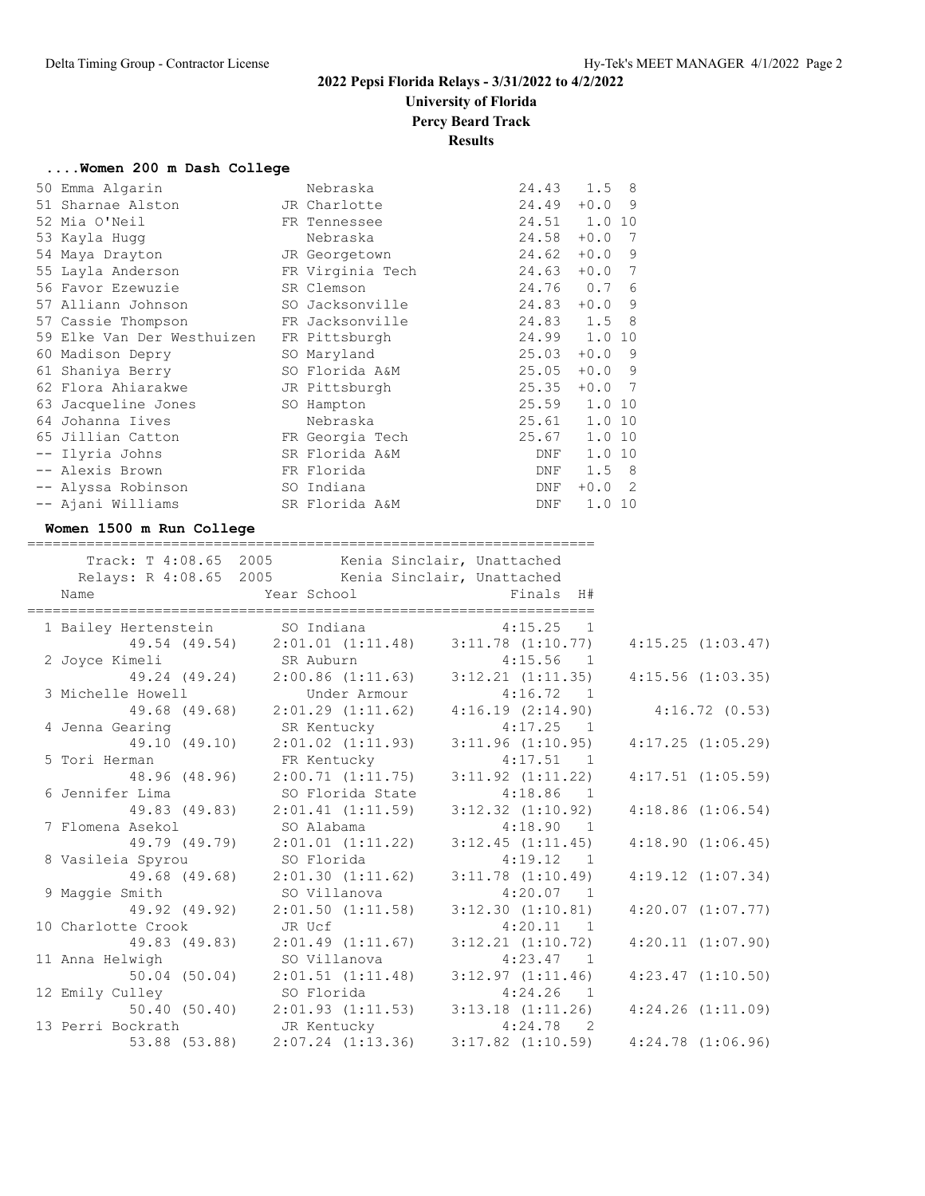# 2022 Pepsi Florida Relays - 3/31/2022 to 4/2/2022

**University of Florida**

**Percy Beard Track**

**Results**

### ....Women 200 m Dash College

| Place | Name | Year | School | Finals | Wind | H# |
|---|---|---|---|---|---|---|
| 50 | Emma Algarin | | Nebraska | 24.43 | 1.5 | 8 |
| 51 | Sharnae Alston | JR | Charlotte | 24.49 | +0.0 | 9 |
| 52 | Mia O'Neil | FR | Tennessee | 24.51 | 1.0 | 10 |
| 53 | Kayla Hugg | | Nebraska | 24.58 | +0.0 | 7 |
| 54 | Maya Drayton | JR | Georgetown | 24.62 | +0.0 | 9 |
| 55 | Layla Anderson | FR | Virginia Tech | 24.63 | +0.0 | 7 |
| 56 | Favor Ezewuzie | SR | Clemson | 24.76 | 0.7 | 6 |
| 57 | Alliann Johnson | SO | Jacksonville | 24.83 | +0.0 | 9 |
| 57 | Cassie Thompson | FR | Jacksonville | 24.83 | 1.5 | 8 |
| 59 | Elke Van Der Westhuizen | FR | Pittsburgh | 24.99 | 1.0 | 10 |
| 60 | Madison Depry | SO | Maryland | 25.03 | +0.0 | 9 |
| 61 | Shaniya Berry | SO | Florida A&M | 25.05 | +0.0 | 9 |
| 62 | Flora Ahiarakwe | JR | Pittsburgh | 25.35 | +0.0 | 7 |
| 63 | Jacqueline Jones | SO | Hampton | 25.59 | 1.0 | 10 |
| 64 | Johanna Iives | | Nebraska | 25.61 | 1.0 | 10 |
| 65 | Jillian Catton | FR | Georgia Tech | 25.67 | 1.0 | 10 |
| -- | Ilyria Johns | SR | Florida A&M | DNF | 1.0 | 10 |
| -- | Alexis Brown | FR | Florida | DNF | 1.5 | 8 |
| -- | Alyssa Robinson | SO | Indiana | DNF | +0.0 | 2 |
| -- | Ajani Williams | SR | Florida A&M | DNF | 1.0 | 10 |

### Women 1500 m Run College

Track: T 4:08.65 2005 Kenia Sinclair, Unattached

Relays: R 4:08.65 2005 Kenia Sinclair, Unattached

| Place | Name | Year | School | Finals | H# |
|---|---|---|---|---|---|
| 1 | Bailey Hertenstein | SO | Indiana | 4:15.25 | 1 |
| | 49.54 (49.54) | 2:01.01 (1:11.48) | 3:11.78 (1:10.77) | 4:15.25 (1:03.47) | |
| 2 | Joyce Kimeli | SR | Auburn | 4:15.56 | 1 |
| | 49.24 (49.24) | 2:00.86 (1:11.63) | 3:12.21 (1:11.35) | 4:15.56 (1:03.35) | |
| 3 | Michelle Howell | | Under Armour | 4:16.72 | 1 |
| | 49.68 (49.68) | 2:01.29 (1:11.62) | 4:16.19 (2:14.90) | 4:16.72 (0.53) | |
| 4 | Jenna Gearing | SR | Kentucky | 4:17.25 | 1 |
| | 49.10 (49.10) | 2:01.02 (1:11.93) | 3:11.96 (1:10.95) | 4:17.25 (1:05.29) | |
| 5 | Tori Herman | FR | Kentucky | 4:17.51 | 1 |
| | 48.96 (48.96) | 2:00.71 (1:11.75) | 3:11.92 (1:11.22) | 4:17.51 (1:05.59) | |
| 6 | Jennifer Lima | SO | Florida State | 4:18.86 | 1 |
| | 49.83 (49.83) | 2:01.41 (1:11.59) | 3:12.32 (1:10.92) | 4:18.86 (1:06.54) | |
| 7 | Flomena Asekol | SO | Alabama | 4:18.90 | 1 |
| | 49.79 (49.79) | 2:01.01 (1:11.22) | 3:12.45 (1:11.45) | 4:18.90 (1:06.45) | |
| 8 | Vasileia Spyrou | SO | Florida | 4:19.12 | 1 |
| | 49.68 (49.68) | 2:01.30 (1:11.62) | 3:11.78 (1:10.49) | 4:19.12 (1:07.34) | |
| 9 | Maggie Smith | SO | Villanova | 4:20.07 | 1 |
| | 49.92 (49.92) | 2:01.50 (1:11.58) | 3:12.30 (1:10.81) | 4:20.07 (1:07.77) | |
| 10 | Charlotte Crook | JR | Ucf | 4:20.11 | 1 |
| | 49.83 (49.83) | 2:01.49 (1:11.67) | 3:12.21 (1:10.72) | 4:20.11 (1:07.90) | |
| 11 | Anna Helwigh | SO | Villanova | 4:23.47 | 1 |
| | 50.04 (50.04) | 2:01.51 (1:11.48) | 3:12.97 (1:11.46) | 4:23.47 (1:10.50) | |
| 12 | Emily Culley | SO | Florida | 4:24.26 | 1 |
| | 50.40 (50.40) | 2:01.93 (1:11.53) | 3:13.18 (1:11.26) | 4:24.26 (1:11.09) | |
| 13 | Perri Bockrath | JR | Kentucky | 4:24.78 | 2 |
| | 53.88 (53.88) | 2:07.24 (1:13.36) | 3:17.82 (1:10.59) | 4:24.78 (1:06.96) | |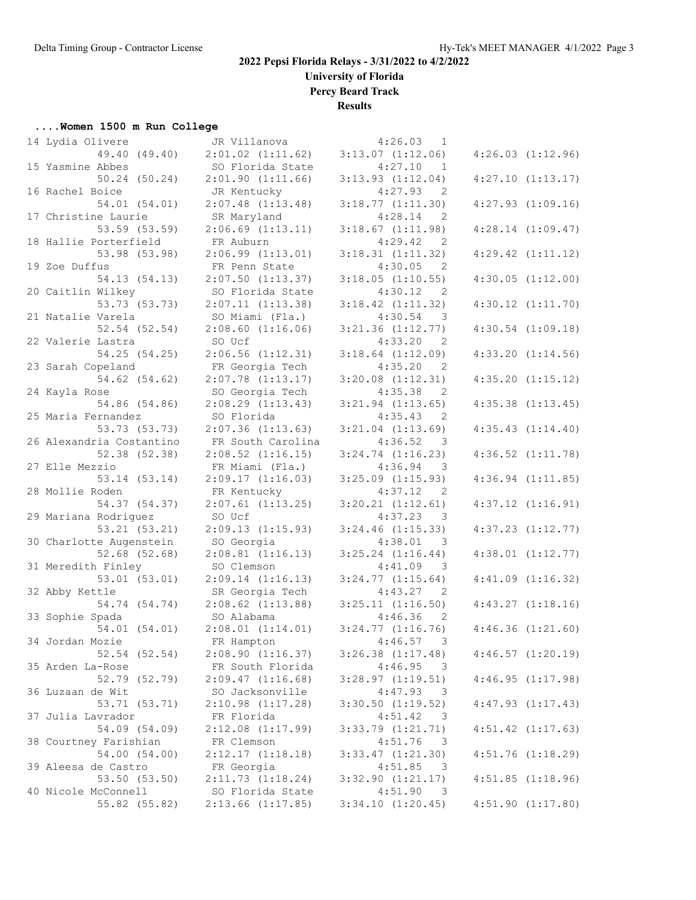## 2022 Pepsi Florida Relays - 3/31/2022 to 4/2/2022

**University of Florida**

**Percy Beard Track**

**Results**

### ....Women 1500 m Run College

| Place | Name | Year | School | Finals | H# | 400m | 800m | 1200m | 1500m |
|---|---|---|---|---|---|---|---|---|---|
| 14 | Lydia Olivere | JR | Villanova | 4:26.03 | 1 | 49.40 (49.40) | 2:01.02 (1:11.62) | 3:13.07 (1:12.06) | 4:26.03 (1:12.96) |
| 15 | Yasmine Abbes | SO | Florida State | 4:27.10 | 1 | 50.24 (50.24) | 2:01.90 (1:11.66) | 3:13.93 (1:12.04) | 4:27.10 (1:13.17) |
| 16 | Rachel Boice | JR | Kentucky | 4:27.93 | 2 | 54.01 (54.01) | 2:07.48 (1:13.48) | 3:18.77 (1:11.30) | 4:27.93 (1:09.16) |
| 17 | Christine Laurie | SR | Maryland | 4:28.14 | 2 | 53.59 (53.59) | 2:06.69 (1:13.11) | 3:18.67 (1:11.98) | 4:28.14 (1:09.47) |
| 18 | Hallie Porterfield | FR | Auburn | 4:29.42 | 2 | 53.98 (53.98) | 2:06.99 (1:13.01) | 3:18.31 (1:11.32) | 4:29.42 (1:11.12) |
| 19 | Zoe Duffus | FR | Penn State | 4:30.05 | 2 | 54.13 (54.13) | 2:07.50 (1:13.37) | 3:18.05 (1:10.55) | 4:30.05 (1:12.00) |
| 20 | Caitlin Wilkey | SO | Florida State | 4:30.12 | 2 | 53.73 (53.73) | 2:07.11 (1:13.38) | 3:18.42 (1:11.32) | 4:30.12 (1:11.70) |
| 21 | Natalie Varela | SO | Miami (Fla.) | 4:30.54 | 3 | 52.54 (52.54) | 2:08.60 (1:16.06) | 3:21.36 (1:12.77) | 4:30.54 (1:09.18) |
| 22 | Valerie Lastra | SO | Ucf | 4:33.20 | 2 | 54.25 (54.25) | 2:06.56 (1:12.31) | 3:18.64 (1:12.09) | 4:33.20 (1:14.56) |
| 23 | Sarah Copeland | FR | Georgia Tech | 4:35.20 | 2 | 54.62 (54.62) | 2:07.78 (1:13.17) | 3:20.08 (1:12.31) | 4:35.20 (1:15.12) |
| 24 | Kayla Rose | SO | Georgia Tech | 4:35.38 | 2 | 54.86 (54.86) | 2:08.29 (1:13.43) | 3:21.94 (1:13.65) | 4:35.38 (1:13.45) |
| 25 | Maria Fernandez | SO | Florida | 4:35.43 | 2 | 53.73 (53.73) | 2:07.36 (1:13.63) | 3:21.04 (1:13.69) | 4:35.43 (1:14.40) |
| 26 | Alexandria Costantino | FR | South Carolina | 4:36.52 | 3 | 52.38 (52.38) | 2:08.52 (1:16.15) | 3:24.74 (1:16.23) | 4:36.52 (1:11.78) |
| 27 | Elle Mezzio | FR | Miami (Fla.) | 4:36.94 | 3 | 53.14 (53.14) | 2:09.17 (1:16.03) | 3:25.09 (1:15.93) | 4:36.94 (1:11.85) |
| 28 | Mollie Roden | FR | Kentucky | 4:37.12 | 2 | 54.37 (54.37) | 2:07.61 (1:13.25) | 3:20.21 (1:12.61) | 4:37.12 (1:16.91) |
| 29 | Mariana Rodriguez | SO | Ucf | 4:37.23 | 3 | 53.21 (53.21) | 2:09.13 (1:15.93) | 3:24.46 (1:15.33) | 4:37.23 (1:12.77) |
| 30 | Charlotte Augenstein | SO | Georgia | 4:38.01 | 3 | 52.68 (52.68) | 2:08.81 (1:16.13) | 3:25.24 (1:16.44) | 4:38.01 (1:12.77) |
| 31 | Meredith Finley | SO | Clemson | 4:41.09 | 3 | 53.01 (53.01) | 2:09.14 (1:16.13) | 3:24.77 (1:15.64) | 4:41.09 (1:16.32) |
| 32 | Abby Kettle | SR | Georgia Tech | 4:43.27 | 2 | 54.74 (54.74) | 2:08.62 (1:13.88) | 3:25.11 (1:16.50) | 4:43.27 (1:18.16) |
| 33 | Sophie Spada | SO | Alabama | 4:46.36 | 2 | 54.01 (54.01) | 2:08.01 (1:14.01) | 3:24.77 (1:16.76) | 4:46.36 (1:21.60) |
| 34 | Jordan Mozie | FR | Hampton | 4:46.57 | 3 | 52.54 (52.54) | 2:08.90 (1:16.37) | 3:26.38 (1:17.48) | 4:46.57 (1:20.19) |
| 35 | Arden La-Rose | FR | South Florida | 4:46.95 | 3 | 52.79 (52.79) | 2:09.47 (1:16.68) | 3:28.97 (1:19.51) | 4:46.95 (1:17.98) |
| 36 | Luzaan de Wit | SO | Jacksonville | 4:47.93 | 3 | 53.71 (53.71) | 2:10.98 (1:17.28) | 3:30.50 (1:19.52) | 4:47.93 (1:17.43) |
| 37 | Julia Lavrador | FR | Florida | 4:51.42 | 3 | 54.09 (54.09) | 2:12.08 (1:17.99) | 3:33.79 (1:21.71) | 4:51.42 (1:17.63) |
| 38 | Courtney Farishian | FR | Clemson | 4:51.76 | 3 | 54.00 (54.00) | 2:12.17 (1:18.18) | 3:33.47 (1:21.30) | 4:51.76 (1:18.29) |
| 39 | Aleesa de Castro | FR | Georgia | 4:51.85 | 3 | 53.50 (53.50) | 2:11.73 (1:18.24) | 3:32.90 (1:21.17) | 4:51.85 (1:18.96) |
| 40 | Nicole McConnell | SO | Florida State | 4:51.90 | 3 | 55.82 (55.82) | 2:13.66 (1:17.85) | 3:34.10 (1:20.45) | 4:51.90 (1:17.80) |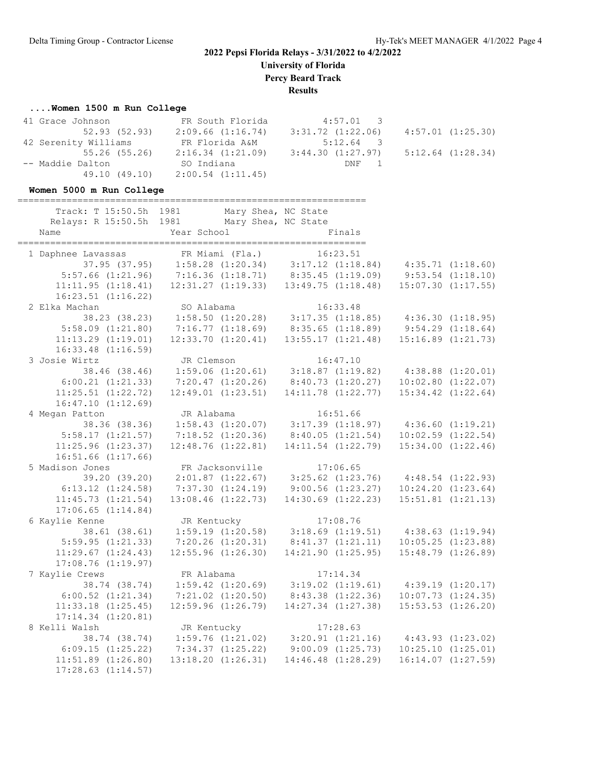## 2022 Pepsi Florida Relays - 3/31/2022 to 4/2/2022
## University of Florida
## Percy Beard Track
## Results

### ....Women 1500 m Run College

```
 41 Grace Johnson            FR South Florida         4:57.01   3
          52.93 (52.93)     2:09.66 (1:16.74)     3:31.72 (1:22.06)     4:57.01 (1:25.30)
 42 Serenity Williams        FR Florida A&M           5:12.64   3
          55.26 (55.26)     2:16.34 (1:21.09)     3:44.30 (1:27.97)     5:12.64 (1:28.34)
 -- Maddie Dalton            SO Indiana                  DNF   1
          49.10 (49.10)     2:00.54 (1:11.45)
```

### Women 5000 m Run College

```
==============================================================
     Track: T 15:50.5h  1981      Mary Shea, NC State
    Relays: R 15:50.5h  1981      Mary Shea, NC State
    Name                    Year School               Finals
==============================================================
  1 Daphnee Lavassas         FR Miami (Fla.)         16:23.51
          37.95 (37.95)     1:58.28 (1:20.34)     3:17.12 (1:18.84)     4:35.71 (1:18.60)
        5:57.66 (1:21.96)     7:16.36 (1:18.71)     8:35.45 (1:19.09)     9:53.54 (1:18.10)
       11:11.95 (1:18.41)    12:31.27 (1:19.33)    13:49.75 (1:18.48)    15:07.30 (1:17.55)
       16:23.51 (1:16.22)
  2 Elka Machan              SO Alabama              16:33.48
          38.23 (38.23)     1:58.50 (1:20.28)     3:17.35 (1:18.85)     4:36.30 (1:18.95)
        5:58.09 (1:21.80)     7:16.77 (1:18.69)     8:35.65 (1:18.89)     9:54.29 (1:18.64)
       11:13.29 (1:19.01)    12:33.70 (1:20.41)    13:55.17 (1:21.48)    15:16.89 (1:21.73)
       16:33.48 (1:16.59)
  3 Josie Wirtz              JR Clemson              16:47.10
          38.46 (38.46)     1:59.06 (1:20.61)     3:18.87 (1:19.82)     4:38.88 (1:20.01)
        6:00.21 (1:21.33)     7:20.47 (1:20.26)     8:40.73 (1:20.27)    10:02.80 (1:22.07)
       11:25.51 (1:22.72)    12:49.01 (1:23.51)    14:11.78 (1:22.77)    15:34.42 (1:22.64)
       16:47.10 (1:12.69)
  4 Megan Patton             JR Alabama              16:51.66
          38.36 (38.36)     1:58.43 (1:20.07)     3:17.39 (1:18.97)     4:36.60 (1:19.21)
        5:58.17 (1:21.57)     7:18.52 (1:20.36)     8:40.05 (1:21.54)    10:02.59 (1:22.54)
       11:25.96 (1:23.37)    12:48.76 (1:22.81)    14:11.54 (1:22.79)    15:34.00 (1:22.46)
       16:51.66 (1:17.66)
  5 Madison Jones            FR Jacksonville         17:06.65
          39.20 (39.20)     2:01.87 (1:22.67)     3:25.62 (1:23.76)     4:48.54 (1:22.93)
        6:13.12 (1:24.58)     7:37.30 (1:24.19)     9:00.56 (1:23.27)    10:24.20 (1:23.64)
       11:45.73 (1:21.54)    13:08.46 (1:22.73)    14:30.69 (1:22.23)    15:51.81 (1:21.13)
       17:06.65 (1:14.84)
  6 Kaylie Kenne             JR Kentucky             17:08.76
          38.61 (38.61)     1:59.19 (1:20.58)     3:18.69 (1:19.51)     4:38.63 (1:19.94)
        5:59.95 (1:21.33)     7:20.26 (1:20.31)     8:41.37 (1:21.11)    10:05.25 (1:23.88)
       11:29.67 (1:24.43)    12:55.96 (1:26.30)    14:21.90 (1:25.95)    15:48.79 (1:26.89)
       17:08.76 (1:19.97)
  7 Kaylie Crews             FR Alabama              17:14.34
          38.74 (38.74)     1:59.42 (1:20.69)     3:19.02 (1:19.61)     4:39.19 (1:20.17)
        6:00.52 (1:21.34)     7:21.02 (1:20.50)     8:43.38 (1:22.36)    10:07.73 (1:24.35)
       11:33.18 (1:25.45)    12:59.96 (1:26.79)    14:27.34 (1:27.38)    15:53.53 (1:26.20)
       17:14.34 (1:20.81)
  8 Kelli Walsh              JR Kentucky             17:28.63
          38.74 (38.74)     1:59.76 (1:21.02)     3:20.91 (1:21.16)     4:43.93 (1:23.02)
        6:09.15 (1:25.22)     7:34.37 (1:25.22)     9:00.09 (1:25.73)    10:25.10 (1:25.01)
       11:51.89 (1:26.80)    13:18.20 (1:26.31)    14:46.48 (1:28.29)    16:14.07 (1:27.59)
       17:28.63 (1:14.57)
```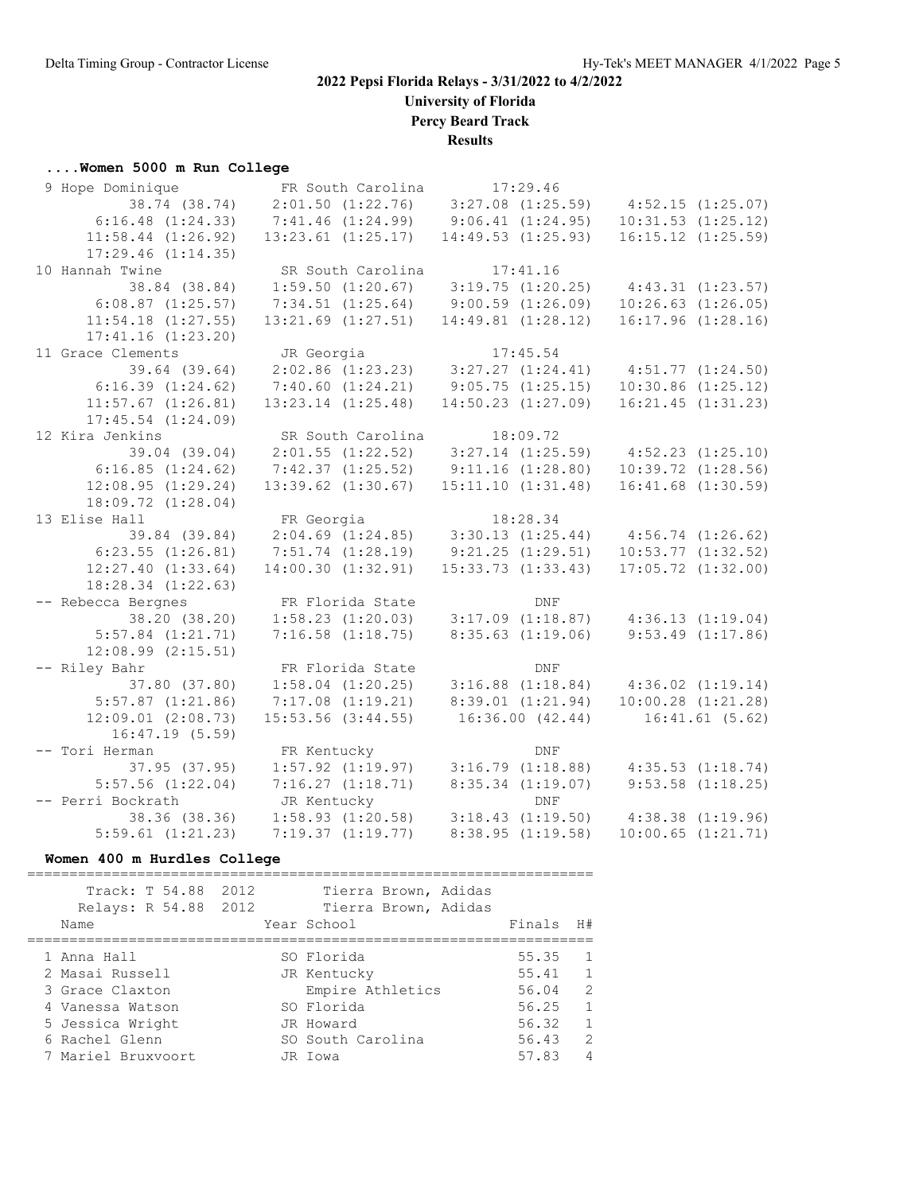**2022 Pepsi Florida Relays - 3/31/2022 to 4/2/2022**
**University of Florida**
**Percy Beard Track**
**Results**

### ....Women 5000 m Run College

```
  9 Hope Dominique           FR South Carolina         17:29.46  
          38.74 (38.74)     2:01.50 (1:22.76)     3:27.08 (1:25.59)     4:52.15 (1:25.07)
        6:16.48 (1:24.33)     7:41.46 (1:24.99)     9:06.41 (1:24.95)    10:31.53 (1:25.12)
       11:58.44 (1:26.92)    13:23.61 (1:25.17)    14:49.53 (1:25.93)    16:15.12 (1:25.59)
       17:29.46 (1:14.35)
 10 Hannah Twine             SR South Carolina         17:41.16  
          38.84 (38.84)     1:59.50 (1:20.67)     3:19.75 (1:20.25)     4:43.31 (1:23.57)
        6:08.87 (1:25.57)     7:34.51 (1:25.64)     9:00.59 (1:26.09)    10:26.63 (1:26.05)
       11:54.18 (1:27.55)    13:21.69 (1:27.51)    14:49.81 (1:28.12)    16:17.96 (1:28.16)
       17:41.16 (1:23.20)
 11 Grace Clements           JR Georgia                17:45.54  
          39.64 (39.64)     2:02.86 (1:23.23)     3:27.27 (1:24.41)     4:51.77 (1:24.50)
        6:16.39 (1:24.62)     7:40.60 (1:24.21)     9:05.75 (1:25.15)    10:30.86 (1:25.12)
       11:57.67 (1:26.81)    13:23.14 (1:25.48)    14:50.23 (1:27.09)    16:21.45 (1:31.23)
       17:45.54 (1:24.09)
 12 Kira Jenkins             SR South Carolina         18:09.72  
          39.04 (39.04)     2:01.55 (1:22.52)     3:27.14 (1:25.59)     4:52.23 (1:25.10)
        6:16.85 (1:24.62)     7:42.37 (1:25.52)     9:11.16 (1:28.80)    10:39.72 (1:28.56)
       12:08.95 (1:29.24)    13:39.62 (1:30.67)    15:11.10 (1:31.48)    16:41.68 (1:30.59)
       18:09.72 (1:28.04)
 13 Elise Hall               FR Georgia                18:28.34  
          39.84 (39.84)     2:04.69 (1:24.85)     3:30.13 (1:25.44)     4:56.74 (1:26.62)
        6:23.55 (1:26.81)     7:51.74 (1:28.19)     9:21.25 (1:29.51)    10:53.77 (1:32.52)
       12:27.40 (1:33.64)    14:00.30 (1:32.91)    15:33.73 (1:33.43)    17:05.72 (1:32.00)
       18:28.34 (1:22.63)
 -- Rebecca Bergnes          FR Florida State               DNF  
          38.20 (38.20)     1:58.23 (1:20.03)     3:17.09 (1:18.87)     4:36.13 (1:19.04)
        5:57.84 (1:21.71)     7:16.58 (1:18.75)     8:35.63 (1:19.06)     9:53.49 (1:17.86)
       12:08.99 (2:15.51)
 -- Riley Bahr               FR Florida State               DNF  
          37.80 (37.80)     1:58.04 (1:20.25)     3:16.88 (1:18.84)     4:36.02 (1:19.14)
        5:57.87 (1:21.86)     7:17.08 (1:19.21)     8:39.01 (1:21.94)    10:00.28 (1:21.28)
       12:09.01 (2:08.73)    15:53.56 (3:44.55)      16:36.00 (42.44)       16:41.61 (5.62)
         16:47.19 (5.59)
 -- Tori Herman              FR Kentucky                    DNF  
          37.95 (37.95)     1:57.92 (1:19.97)     3:16.79 (1:18.88)     4:35.53 (1:18.74)
        5:57.56 (1:22.04)     7:16.27 (1:18.71)     8:35.34 (1:19.07)     9:53.58 (1:18.25)
 -- Perri Bockrath           JR Kentucky                    DNF  
          38.36 (38.36)     1:58.93 (1:20.58)     3:18.43 (1:19.50)     4:38.38 (1:19.96)
        5:59.61 (1:21.23)     7:19.37 (1:19.77)     8:38.95 (1:19.58)    10:00.65 (1:21.71)
```

### Women 400 m Hurdles College

```
==================================================================
     Track: T 54.88  2012        Tierra Brown, Adidas              
    Relays: R 54.88  2012        Tierra Brown, Adidas              
    Name                    Year School                 Finals  H# 
==================================================================
  1 Anna Hall               SO Florida                   55.35   1 
  2 Masai Russell           JR Kentucky                  55.41   1 
  3 Grace Claxton              Empire Athletics          56.04   2 
  4 Vanessa Watson          SO Florida                   56.25   1 
  5 Jessica Wright          JR Howard                    56.32   1 
  6 Rachel Glenn            SO South Carolina            56.43   2 
  7 Mariel Bruxvoort        JR Iowa                      57.83   4 
```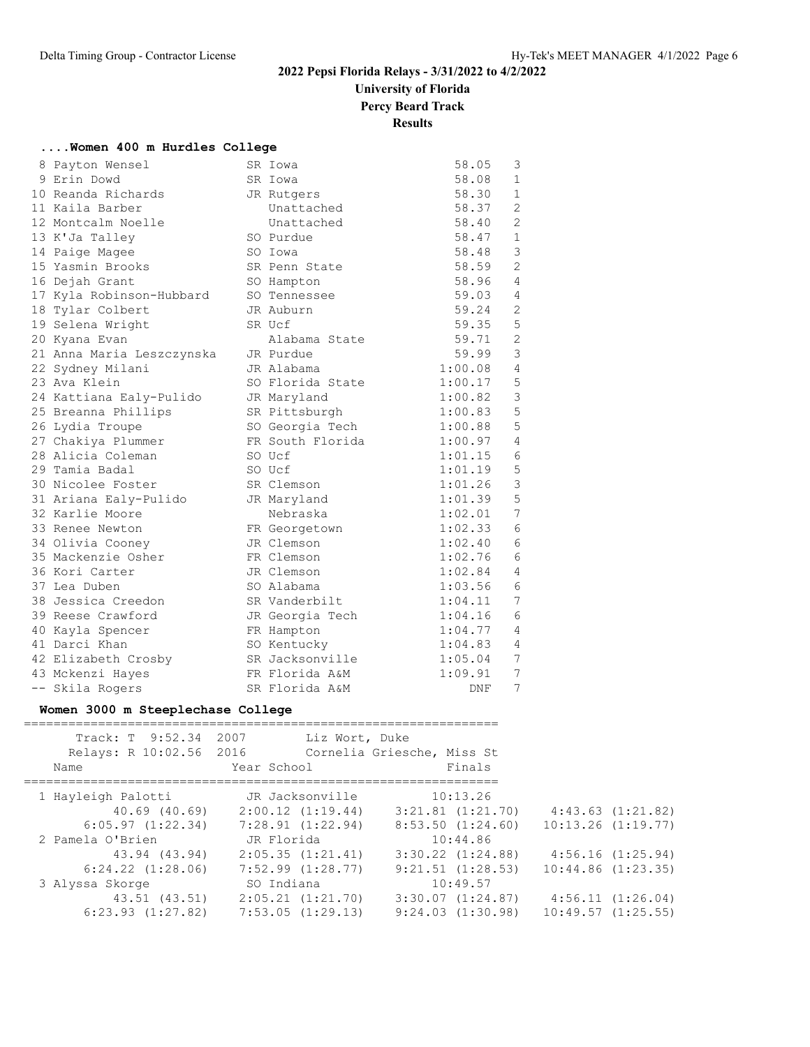**2022 Pepsi Florida Relays - 3/31/2022 to 4/2/2022**
**University of Florida**
**Percy Beard Track**
**Results**

### ....Women 400 m Hurdles College

| Place | Name | Year | School | Finals | H# |
|---|---|---|---|---|---|
| 8 | Payton Wensel | SR | Iowa | 58.05 | 3 |
| 9 | Erin Dowd | SR | Iowa | 58.08 | 1 |
| 10 | Reanda Richards | JR | Rutgers | 58.30 | 1 |
| 11 | Kaila Barber | | Unattached | 58.37 | 2 |
| 12 | Montcalm Noelle | | Unattached | 58.40 | 2 |
| 13 | K'Ja Talley | SO | Purdue | 58.47 | 1 |
| 14 | Paige Magee | SO | Iowa | 58.48 | 3 |
| 15 | Yasmin Brooks | SR | Penn State | 58.59 | 2 |
| 16 | Dejah Grant | SO | Hampton | 58.96 | 4 |
| 17 | Kyla Robinson-Hubbard | SO | Tennessee | 59.03 | 4 |
| 18 | Tylar Colbert | JR | Auburn | 59.24 | 2 |
| 19 | Selena Wright | SR | Ucf | 59.35 | 5 |
| 20 | Kyana Evan | | Alabama State | 59.71 | 2 |
| 21 | Anna Maria Leszczynska | JR | Purdue | 59.99 | 3 |
| 22 | Sydney Milani | JR | Alabama | 1:00.08 | 4 |
| 23 | Ava Klein | SO | Florida State | 1:00.17 | 5 |
| 24 | Kattiana Ealy-Pulido | JR | Maryland | 1:00.82 | 3 |
| 25 | Breanna Phillips | SR | Pittsburgh | 1:00.83 | 5 |
| 26 | Lydia Troupe | SO | Georgia Tech | 1:00.88 | 5 |
| 27 | Chakiya Plummer | FR | South Florida | 1:00.97 | 4 |
| 28 | Alicia Coleman | SO | Ucf | 1:01.15 | 6 |
| 29 | Tamia Badal | SO | Ucf | 1:01.19 | 5 |
| 30 | Nicolee Foster | SR | Clemson | 1:01.26 | 3 |
| 31 | Ariana Ealy-Pulido | JR | Maryland | 1:01.39 | 5 |
| 32 | Karlie Moore | | Nebraska | 1:02.01 | 7 |
| 33 | Renee Newton | FR | Georgetown | 1:02.33 | 6 |
| 34 | Olivia Cooney | JR | Clemson | 1:02.40 | 6 |
| 35 | Mackenzie Osher | FR | Clemson | 1:02.76 | 6 |
| 36 | Kori Carter | JR | Clemson | 1:02.84 | 4 |
| 37 | Lea Duben | SO | Alabama | 1:03.56 | 6 |
| 38 | Jessica Creedon | SR | Vanderbilt | 1:04.11 | 7 |
| 39 | Reese Crawford | JR | Georgia Tech | 1:04.16 | 6 |
| 40 | Kayla Spencer | FR | Hampton | 1:04.77 | 4 |
| 41 | Darci Khan | SO | Kentucky | 1:04.83 | 4 |
| 42 | Elizabeth Crosby | SR | Jacksonville | 1:05.04 | 7 |
| 43 | Mckenzi Hayes | FR | Florida A&M | 1:09.91 | 7 |
| -- | Skila Rogers | SR | Florida A&M | DNF | 7 |

### Women 3000 m Steeplechase College

Track: T 9:52.34 2007 Liz Wort, Duke
Relays: R 10:02.56 2016 Cornelia Griesche, Miss St

| Place | Name | Year | School | Finals |
|---|---|---|---|---|
| 1 | Hayleigh Palotti | JR | Jacksonville | 10:13.26 |
| | 40.69 (40.69) | 2:00.12 (1:19.44) | 3:21.81 (1:21.70) | 4:43.63 (1:21.82) |
| | 6:05.97 (1:22.34) | 7:28.91 (1:22.94) | 8:53.50 (1:24.60) | 10:13.26 (1:19.77) |
| 2 | Pamela O'Brien | JR | Florida | 10:44.86 |
| | 43.94 (43.94) | 2:05.35 (1:21.41) | 3:30.22 (1:24.88) | 4:56.16 (1:25.94) |
| | 6:24.22 (1:28.06) | 7:52.99 (1:28.77) | 9:21.51 (1:28.53) | 10:44.86 (1:23.35) |
| 3 | Alyssa Skorge | SO | Indiana | 10:49.57 |
| | 43.51 (43.51) | 2:05.21 (1:21.70) | 3:30.07 (1:24.87) | 4:56.11 (1:26.04) |
| | 6:23.93 (1:27.82) | 7:53.05 (1:29.13) | 9:24.03 (1:30.98) | 10:49.57 (1:25.55) |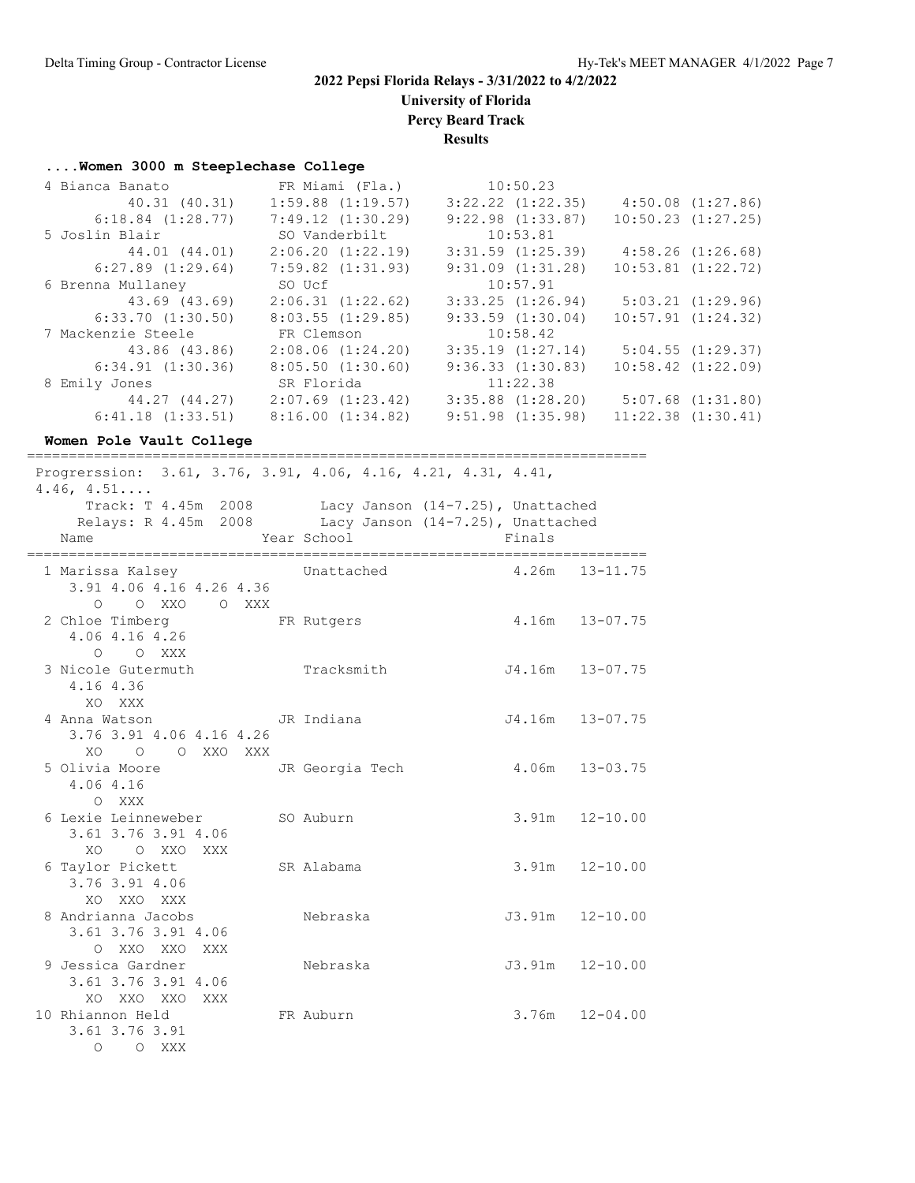## 2022 Pepsi Florida Relays - 3/31/2022 to 4/2/2022

**University of Florida**

**Percy Beard Track**

**Results**

### ....Women 3000 m Steeplechase College

```
  4 Bianca Banato             FR Miami (Fla.)          10:50.23
          40.31 (40.31)     1:59.88 (1:19.57)     3:22.22 (1:22.35)     4:50.08 (1:27.86)
      6:18.84 (1:28.77)     7:49.12 (1:30.29)     9:22.98 (1:33.87)    10:50.23 (1:27.25)
  5 Joslin Blair              SO Vanderbilt            10:53.81
          44.01 (44.01)     2:06.20 (1:22.19)     3:31.59 (1:25.39)     4:58.26 (1:26.68)
      6:27.89 (1:29.64)     7:59.82 (1:31.93)     9:31.09 (1:31.28)    10:53.81 (1:22.72)
  6 Brenna Mullaney           SO Ucf                   10:57.91
          43.69 (43.69)     2:06.31 (1:22.62)     3:33.25 (1:26.94)     5:03.21 (1:29.96)
      6:33.70 (1:30.50)     8:03.55 (1:29.85)     9:33.59 (1:30.04)    10:57.91 (1:24.32)
  7 Mackenzie Steele          FR Clemson               10:58.42
          43.86 (43.86)     2:08.06 (1:24.20)     3:35.19 (1:27.14)     5:04.55 (1:29.37)
      6:34.91 (1:30.36)     8:05.50 (1:30.60)     9:36.33 (1:30.83)    10:58.42 (1:22.09)
  8 Emily Jones               SR Florida               11:22.38
          44.27 (44.27)     2:07.69 (1:23.42)     3:35.88 (1:28.20)     5:07.68 (1:31.80)
      6:41.18 (1:33.51)     8:16.00 (1:34.82)     9:51.98 (1:35.98)    11:22.38 (1:30.41)
```

### Women Pole Vault College

```
=========================================================================
 Progrerssion:  3.61, 3.76, 3.91, 4.06, 4.16, 4.21, 4.31, 4.41,
 4.46, 4.51....
      Track: T 4.45m  2008        Lacy Janson (14-7.25), Unattached
     Relays: R 4.45m  2008        Lacy Janson (14-7.25), Unattached
   Name                    Year School                  Finals
=========================================================================
  1 Marissa Kalsey              Unattached               4.26m   13-11.75
     3.91 4.06 4.16 4.26 4.36
        O    O  XXO    O  XXX
  2 Chloe Timberg           FR Rutgers                   4.16m   13-07.75
     4.06 4.16 4.26
        O    O  XXX
  3 Nicole Gutermuth            Tracksmith              J4.16m   13-07.75
     4.16 4.36
       XO  XXX
  4 Anna Watson             JR Indiana                  J4.16m   13-07.75
     3.76 3.91 4.06 4.16 4.26
       XO    O    O  XXO  XXX
  5 Olivia Moore            JR Georgia Tech              4.06m   13-03.75
     4.06 4.16
        O  XXX
  6 Lexie Leinneweber       SO Auburn                    3.91m   12-10.00
     3.61 3.76 3.91 4.06
       XO    O  XXO  XXX
  6 Taylor Pickett          SR Alabama                   3.91m   12-10.00
     3.76 3.91 4.06
       XO  XXO  XXX
  8 Andrianna Jacobs            Nebraska                J3.91m   12-10.00
     3.61 3.76 3.91 4.06
        O  XXO  XXO  XXX
  9 Jessica Gardner             Nebraska                J3.91m   12-10.00
     3.61 3.76 3.91 4.06
       XO  XXO  XXO  XXX
 10 Rhiannon Held           FR Auburn                    3.76m   12-04.00
     3.61 3.76 3.91
        O    O  XXX
```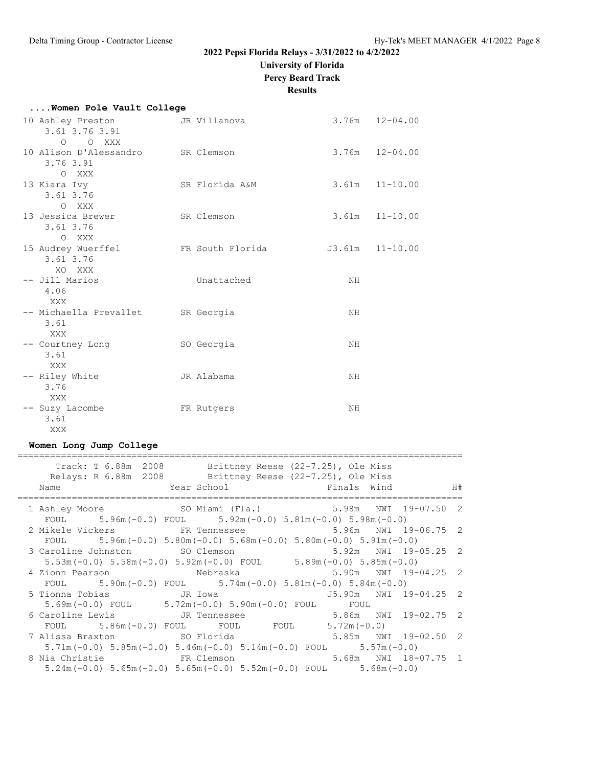2022 Pepsi Florida Relays - 3/31/2022 to 4/2/2022

University of Florida

Percy Beard Track

Results

### ....Women Pole Vault College

```
 10 Ashley Preston              JR Villanova                3.76m   12-04.00
     3.61 3.76 3.91
        O    O XXX
 10 Alison D'Alessandro         SR Clemson                  3.76m   12-04.00
     3.76 3.91
        O  XXX
 13 Kiara Ivy                   SR Florida A&M              3.61m   11-10.00
     3.61 3.76
        O  XXX
 13 Jessica Brewer              SR Clemson                  3.61m   11-10.00
     3.61 3.76
        O  XXX
 15 Audrey Wuerffel             FR South Florida           J3.61m   11-10.00
     3.61 3.76
       XO  XXX
 -- Jill Marios                    Unattached                  NH
     4.06
      XXX
 -- Michaella Prevallet         SR Georgia                     NH
     3.61
      XXX
 -- Courtney Long               SO Georgia                     NH
     3.61
      XXX
 -- Riley White                 JR Alabama                     NH
     3.76
      XXX
 -- Suzy Lacombe                FR Rutgers                     NH
     3.61
      XXX
```

### Women Long Jump College

```
==================================================================================
      Track: T 6.88m  2008        Brittney Reese (22-7.25), Ole Miss
     Relays: R 6.88m  2008        Brittney Reese (22-7.25), Ole Miss
    Name                    Year School               Finals  Wind             H#
==================================================================================
  1 Ashley Moore            SO Miami (Fla.)            5.98m   NWI  19-07.50  2
     FOUL     5.96m(-0.0) FOUL     5.92m(-0.0) 5.81m(-0.0) 5.98m(-0.0)
  2 Mikele Vickers          FR Tennessee               5.96m   NWI  19-06.75  2
     FOUL     5.96m(-0.0) 5.80m(-0.0) 5.68m(-0.0) 5.80m(-0.0) 5.91m(-0.0)
  3 Caroline Johnston       SO Clemson                 5.92m   NWI  19-05.25  2
     5.53m(-0.0) 5.58m(-0.0) 5.92m(-0.0) FOUL     5.89m(-0.0) 5.85m(-0.0)
  4 Zionn Pearson              Nebraska                5.90m   NWI  19-04.25  2
     FOUL     5.90m(-0.0) FOUL     5.74m(-0.0) 5.81m(-0.0) 5.84m(-0.0)
  5 Tionna Tobias           JR Iowa                   J5.90m   NWI  19-04.25  2
     5.69m(-0.0) FOUL     5.72m(-0.0) 5.90m(-0.0) FOUL     FOUL
  6 Caroline Lewis          JR Tennessee               5.86m   NWI  19-02.75  2
     FOUL     5.86m(-0.0) FOUL     FOUL     FOUL     5.72m(-0.0)
  7 Alissa Braxton          SO Florida                 5.85m   NWI  19-02.50  2
     5.71m(-0.0) 5.85m(-0.0) 5.46m(-0.0) 5.14m(-0.0) FOUL     5.57m(-0.0)
  8 Nia Christie            FR Clemson                 5.68m   NWI  18-07.75  1
     5.24m(-0.0) 5.65m(-0.0) 5.65m(-0.0) 5.52m(-0.0) FOUL     5.68m(-0.0)
```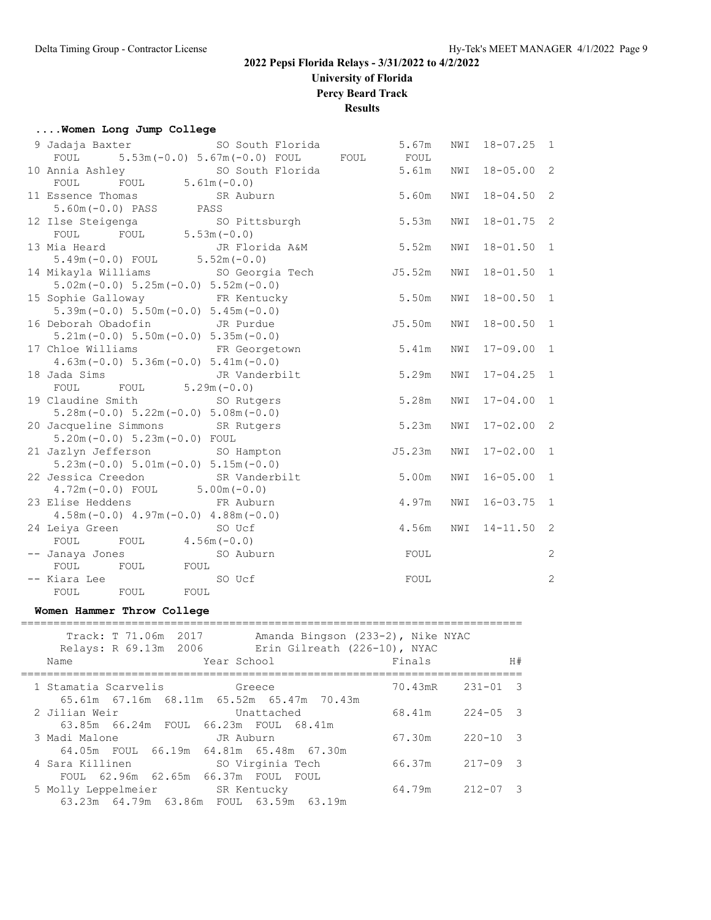# 2022 Pepsi Florida Relays - 3/31/2022 to 4/2/2022

**University of Florida**

**Percy Beard Track**

**Results**

### ....Women Long Jump College

```
  9 Jadaja Baxter            SO South Florida          5.67m   NWI  18-07.25  1 
     FOUL     5.53m(-0.0) 5.67m(-0.0) FOUL      FOUL      FOUL
 10 Annia Ashley             SO South Florida          5.61m   NWI  18-05.00  2 
     FOUL     FOUL      5.61m(-0.0)
 11 Essence Thomas           SR Auburn                 5.60m   NWI  18-04.50  2 
     5.60m(-0.0) PASS      PASS
 12 Ilse Steigenga           SO Pittsburgh             5.53m   NWI  18-01.75  2 
     FOUL     FOUL      5.53m(-0.0)
 13 Mia Heard                JR Florida A&M            5.52m   NWI  18-01.50  1 
     5.49m(-0.0) FOUL      5.52m(-0.0)
 14 Mikayla Williams         SO Georgia Tech          J5.52m   NWI  18-01.50  1 
     5.02m(-0.0) 5.25m(-0.0) 5.52m(-0.0)
 15 Sophie Galloway          FR Kentucky               5.50m   NWI  18-00.50  1 
     5.39m(-0.0) 5.50m(-0.0) 5.45m(-0.0)
 16 Deborah Obadofin         JR Purdue                J5.50m   NWI  18-00.50  1 
     5.21m(-0.0) 5.50m(-0.0) 5.35m(-0.0)
 17 Chloe Williams           FR Georgetown             5.41m   NWI  17-09.00  1 
     4.63m(-0.0) 5.36m(-0.0) 5.41m(-0.0)
 18 Jada Sims                JR Vanderbilt             5.29m   NWI  17-04.25  1 
     FOUL     FOUL      5.29m(-0.0)
 19 Claudine Smith           SO Rutgers                5.28m   NWI  17-04.00  1 
     5.28m(-0.0) 5.22m(-0.0) 5.08m(-0.0)
 20 Jacqueline Simmons       SR Rutgers                5.23m   NWI  17-02.00  2 
     5.20m(-0.0) 5.23m(-0.0) FOUL
 21 Jazlyn Jefferson         SO Hampton               J5.23m   NWI  17-02.00  1 
     5.23m(-0.0) 5.01m(-0.0) 5.15m(-0.0)
 22 Jessica Creedon          SR Vanderbilt             5.00m   NWI  16-05.00  1 
     4.72m(-0.0) FOUL      5.00m(-0.0)
 23 Elise Heddens            FR Auburn                 4.97m   NWI  16-03.75  1 
     4.58m(-0.0) 4.97m(-0.0) 4.88m(-0.0)
 24 Leiya Green              SO Ucf                    4.56m   NWI  14-11.50  2 
     FOUL     FOUL      4.56m(-0.0)
 -- Janaya Jones             SO Auburn                  FOUL                  2 
     FOUL     FOUL      FOUL
 -- Kiara Lee                SO Ucf                     FOUL                  2 
     FOUL     FOUL      FOUL
```

### Women Hammer Throw College

```
=============================================================================
      Track: T 71.06m  2017        Amanda Bingson (233-2), Nike NYAC         
    Relays: R 69.13m  2006        Erin Gilreath (226-10), NYAC               
    Name                    Year School                  Finals            H# 
=============================================================================
  1 Stamatia Scarvelis         Greece                   70.43mR    231-01  3 
      65.61m  67.16m  68.11m  65.52m  65.47m  70.43m
  2 Jilian Weir                Unattached               68.41m     224-05  3 
      63.85m  66.24m  FOUL  66.23m  FOUL  68.41m
  3 Madi Malone                JR Auburn                67.30m     220-10  3 
      64.05m  FOUL  66.19m  64.81m  65.48m  67.30m
  4 Sara Killinen              SO Virginia Tech         66.37m     217-09  3 
      FOUL  62.96m  62.65m  66.37m  FOUL  FOUL
  5 Molly Leppelmeier          SR Kentucky              64.79m     212-07  3 
      63.23m  64.79m  63.86m  FOUL  63.59m  63.19m
```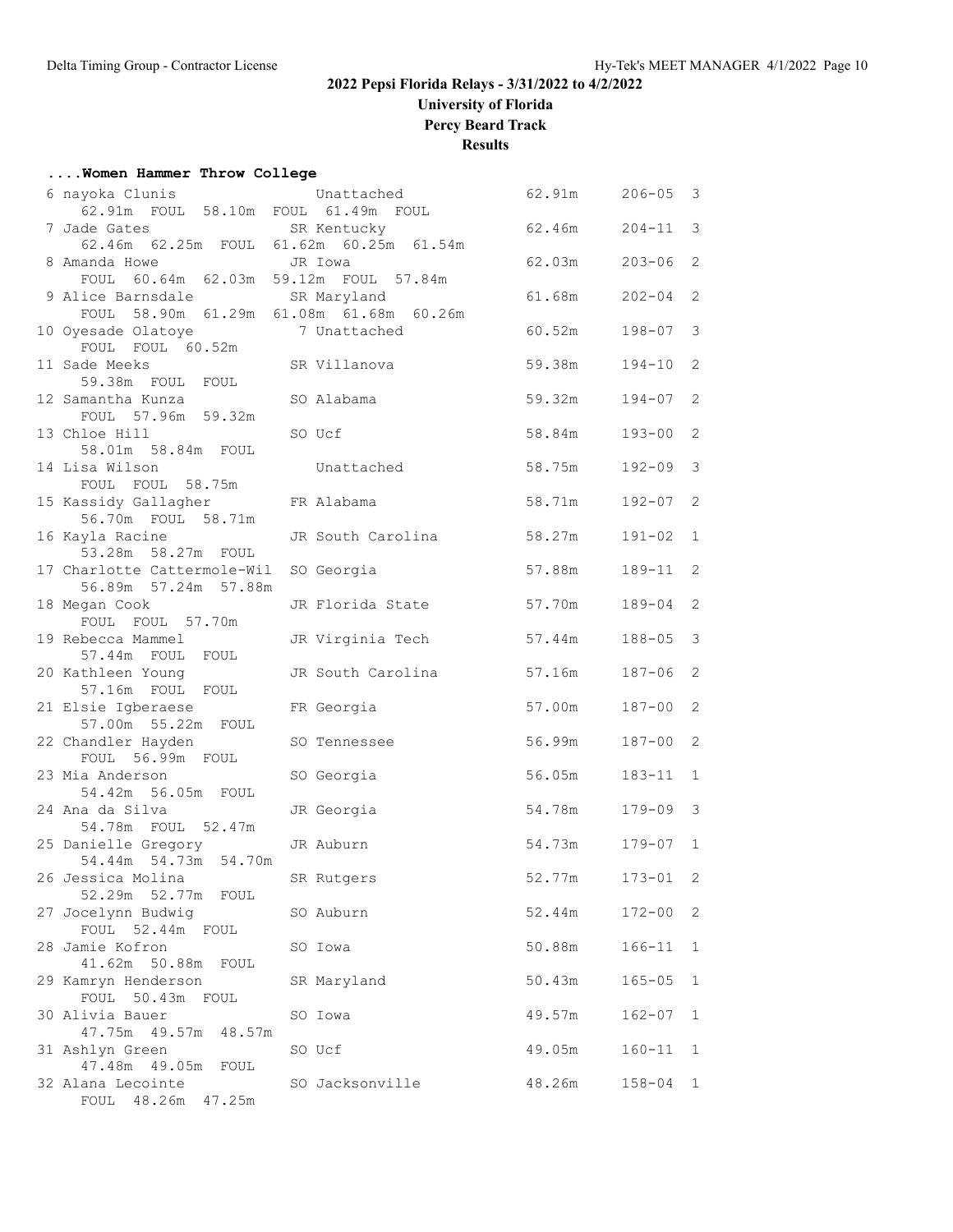# 2022 Pepsi Florida Relays - 3/31/2022 to 4/2/2022

**University of Florida**

**Percy Beard Track**

**Results**

### ....Women Hammer Throw College

| Place | Name | Year | School | Mark | English | Flight |
|---|---|---|---|---|---|---|
| 6 | nayoka Clunis | | Unattached | 62.91m | 206-05 | 3 |
| | 62.91m FOUL 58.10m FOUL 61.49m FOUL | | | | | |
| 7 | Jade Gates | SR | Kentucky | 62.46m | 204-11 | 3 |
| | 62.46m 62.25m FOUL 61.62m 60.25m 61.54m | | | | | |
| 8 | Amanda Howe | JR | Iowa | 62.03m | 203-06 | 2 |
| | FOUL 60.64m 62.03m 59.12m FOUL 57.84m | | | | | |
| 9 | Alice Barnsdale | SR | Maryland | 61.68m | 202-04 | 2 |
| | FOUL 58.90m 61.29m 61.08m 61.68m 60.26m | | | | | |
| 10 | Oyesade Olatoye | 7 | Unattached | 60.52m | 198-07 | 3 |
| | FOUL FOUL 60.52m | | | | | |
| 11 | Sade Meeks | SR | Villanova | 59.38m | 194-10 | 2 |
| | 59.38m FOUL FOUL | | | | | |
| 12 | Samantha Kunza | SO | Alabama | 59.32m | 194-07 | 2 |
| | FOUL 57.96m 59.32m | | | | | |
| 13 | Chloe Hill | SO | Ucf | 58.84m | 193-00 | 2 |
| | 58.01m 58.84m FOUL | | | | | |
| 14 | Lisa Wilson | | Unattached | 58.75m | 192-09 | 3 |
| | FOUL FOUL 58.75m | | | | | |
| 15 | Kassidy Gallagher | FR | Alabama | 58.71m | 192-07 | 2 |
| | 56.70m FOUL 58.71m | | | | | |
| 16 | Kayla Racine | JR | South Carolina | 58.27m | 191-02 | 1 |
| | 53.28m 58.27m FOUL | | | | | |
| 17 | Charlotte Cattermole-Wil | SO | Georgia | 57.88m | 189-11 | 2 |
| | 56.89m 57.24m 57.88m | | | | | |
| 18 | Megan Cook | JR | Florida State | 57.70m | 189-04 | 2 |
| | FOUL FOUL 57.70m | | | | | |
| 19 | Rebecca Mammel | JR | Virginia Tech | 57.44m | 188-05 | 3 |
| | 57.44m FOUL FOUL | | | | | |
| 20 | Kathleen Young | JR | South Carolina | 57.16m | 187-06 | 2 |
| | 57.16m FOUL FOUL | | | | | |
| 21 | Elsie Igberaese | FR | Georgia | 57.00m | 187-00 | 2 |
| | 57.00m 55.22m FOUL | | | | | |
| 22 | Chandler Hayden | SO | Tennessee | 56.99m | 187-00 | 2 |
| | FOUL 56.99m FOUL | | | | | |
| 23 | Mia Anderson | SO | Georgia | 56.05m | 183-11 | 1 |
| | 54.42m 56.05m FOUL | | | | | |
| 24 | Ana da Silva | JR | Georgia | 54.78m | 179-09 | 3 |
| | 54.78m FOUL 52.47m | | | | | |
| 25 | Danielle Gregory | JR | Auburn | 54.73m | 179-07 | 1 |
| | 54.44m 54.73m 54.70m | | | | | |
| 26 | Jessica Molina | SR | Rutgers | 52.77m | 173-01 | 2 |
| | 52.29m 52.77m FOUL | | | | | |
| 27 | Jocelynn Budwig | SO | Auburn | 52.44m | 172-00 | 2 |
| | FOUL 52.44m FOUL | | | | | |
| 28 | Jamie Kofron | SO | Iowa | 50.88m | 166-11 | 1 |
| | 41.62m 50.88m FOUL | | | | | |
| 29 | Kamryn Henderson | SR | Maryland | 50.43m | 165-05 | 1 |
| | FOUL 50.43m FOUL | | | | | |
| 30 | Alivia Bauer | SO | Iowa | 49.57m | 162-07 | 1 |
| | 47.75m 49.57m 48.57m | | | | | |
| 31 | Ashlyn Green | SO | Ucf | 49.05m | 160-11 | 1 |
| | 47.48m 49.05m FOUL | | | | | |
| 32 | Alana Lecointe | SO | Jacksonville | 48.26m | 158-04 | 1 |
| | FOUL 48.26m 47.25m | | | | | |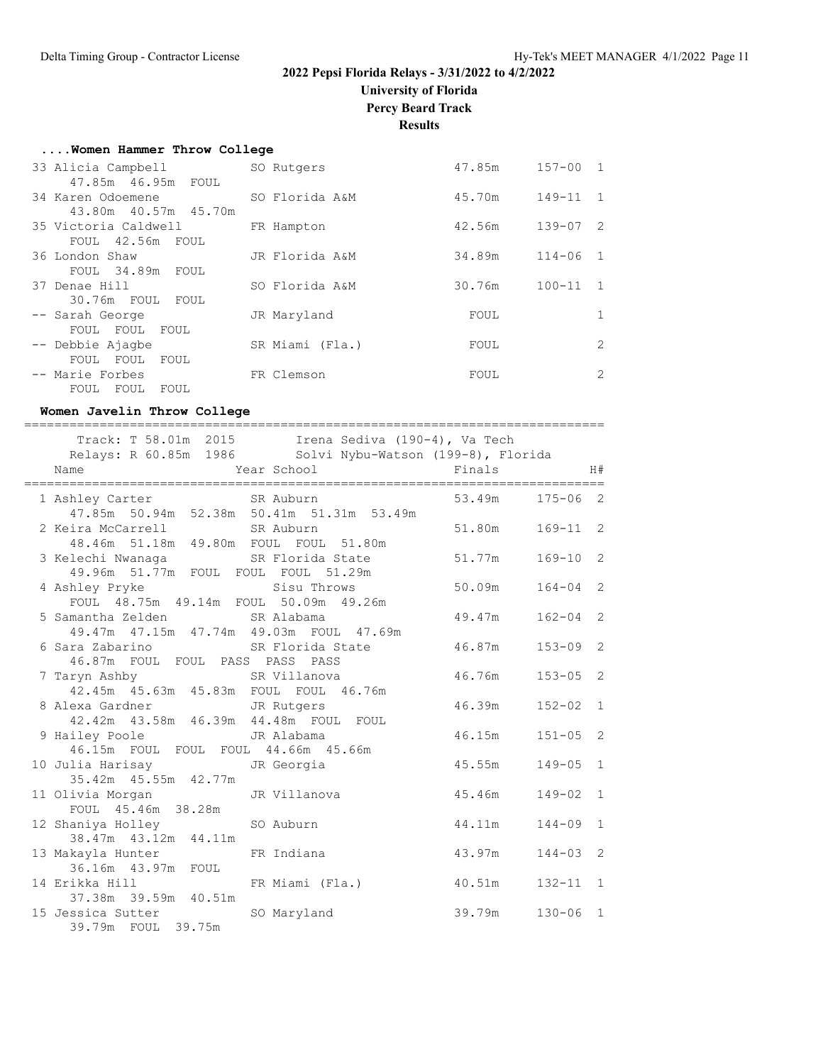# 2022 Pepsi Florida Relays - 3/31/2022 to 4/2/2022

## University of Florida

## Percy Beard Track

## Results

### ....Women Hammer Throw College

| Place | Name | Year School | Finals | | H# |
|---|---|---|---|---|---|
| 33 | Alicia Campbell | SO Rutgers | 47.85m | 157-00 | 1 |
| | 47.85m 46.95m FOUL | | | | |
| 34 | Karen Odoemene | SO Florida A&M | 45.70m | 149-11 | 1 |
| | 43.80m 40.57m 45.70m | | | | |
| 35 | Victoria Caldwell | FR Hampton | 42.56m | 139-07 | 2 |
| | FOUL 42.56m FOUL | | | | |
| 36 | London Shaw | JR Florida A&M | 34.89m | 114-06 | 1 |
| | FOUL 34.89m FOUL | | | | |
| 37 | Denae Hill | SO Florida A&M | 30.76m | 100-11 | 1 |
| | 30.76m FOUL FOUL | | | | |
| -- | Sarah George | JR Maryland | FOUL | | 1 |
| | FOUL FOUL FOUL | | | | |
| -- | Debbie Ajagbe | SR Miami (Fla.) | FOUL | | 2 |
| | FOUL FOUL FOUL | | | | |
| -- | Marie Forbes | FR Clemson | FOUL | | 2 |
| | FOUL FOUL FOUL | | | | |

### Women Javelin Throw College

Track: T 58.01m 2015 Irena Sediva (190-4), Va Tech
Relays: R 60.85m 1986 Solvi Nybu-Watson (199-8), Florida

| Place | Name | Year School | Finals | | H# |
|---|---|---|---|---|---|
| 1 | Ashley Carter | SR Auburn | 53.49m | 175-06 | 2 |
| | 47.85m 50.94m 52.38m 50.41m 51.31m 53.49m | | | | |
| 2 | Keira McCarrell | SR Auburn | 51.80m | 169-11 | 2 |
| | 48.46m 51.18m 49.80m FOUL FOUL 51.80m | | | | |
| 3 | Kelechi Nwanaga | SR Florida State | 51.77m | 169-10 | 2 |
| | 49.96m 51.77m FOUL FOUL FOUL 51.29m | | | | |
| 4 | Ashley Pryke | Sisu Throws | 50.09m | 164-04 | 2 |
| | FOUL 48.75m 49.14m FOUL 50.09m 49.26m | | | | |
| 5 | Samantha Zelden | SR Alabama | 49.47m | 162-04 | 2 |
| | 49.47m 47.15m 47.74m 49.03m FOUL 47.69m | | | | |
| 6 | Sara Zabarino | SR Florida State | 46.87m | 153-09 | 2 |
| | 46.87m FOUL FOUL PASS PASS PASS | | | | |
| 7 | Taryn Ashby | SR Villanova | 46.76m | 153-05 | 2 |
| | 42.45m 45.63m 45.83m FOUL FOUL 46.76m | | | | |
| 8 | Alexa Gardner | JR Rutgers | 46.39m | 152-02 | 1 |
| | 42.42m 43.58m 46.39m 44.48m FOUL FOUL | | | | |
| 9 | Hailey Poole | JR Alabama | 46.15m | 151-05 | 2 |
| | 46.15m FOUL FOUL FOUL 44.66m 45.66m | | | | |
| 10 | Julia Harisay | JR Georgia | 45.55m | 149-05 | 1 |
| | 35.42m 45.55m 42.77m | | | | |
| 11 | Olivia Morgan | JR Villanova | 45.46m | 149-02 | 1 |
| | FOUL 45.46m 38.28m | | | | |
| 12 | Shaniya Holley | SO Auburn | 44.11m | 144-09 | 1 |
| | 38.47m 43.12m 44.11m | | | | |
| 13 | Makayla Hunter | FR Indiana | 43.97m | 144-03 | 2 |
| | 36.16m 43.97m FOUL | | | | |
| 14 | Erikka Hill | FR Miami (Fla.) | 40.51m | 132-11 | 1 |
| | 37.38m 39.59m 40.51m | | | | |
| 15 | Jessica Sutter | SO Maryland | 39.79m | 130-06 | 1 |
| | 39.79m FOUL 39.75m | | | | |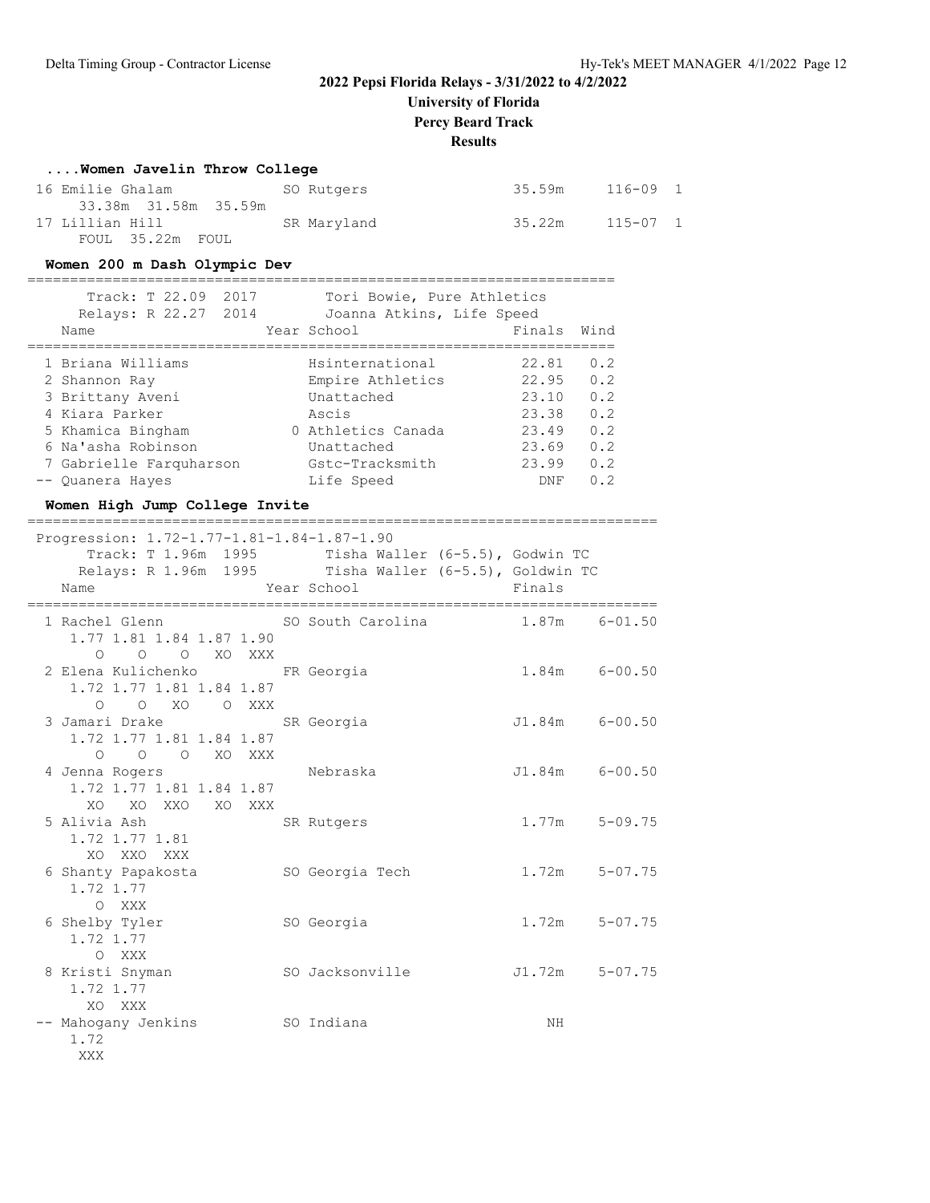## 2022 Pepsi Florida Relays - 3/31/2022 to 4/2/2022

**University of Florida**

**Percy Beard Track**

**Results**

### ....Women Javelin Throw College

| Place | Name | Year | School | Finals | | Flight |
|---|---|---|---|---|---|---|
| 16 | Emilie Ghalam | SO | Rutgers | 35.59m | 116-09 | 1 |
| | 33.38m 31.58m 35.59m | | | | | |
| 17 | Lillian Hill | SR | Maryland | 35.22m | 115-07 | 1 |
| | FOUL 35.22m FOUL | | | | | |

### Women 200 m Dash Olympic Dev

Track: T 22.09 2017 Tori Bowie, Pure Athletics

Relays: R 22.27 2014 Joanna Atkins, Life Speed

| Place | Name | Year | School | Finals | Wind |
|---|---|---|---|---|---|
| 1 | Briana Williams | | Hsinternational | 22.81 | 0.2 |
| 2 | Shannon Ray | | Empire Athletics | 22.95 | 0.2 |
| 3 | Brittany Aveni | | Unattached | 23.10 | 0.2 |
| 4 | Kiara Parker | | Ascis | 23.38 | 0.2 |
| 5 | Khamica Bingham | 0 | Athletics Canada | 23.49 | 0.2 |
| 6 | Na'asha Robinson | | Unattached | 23.69 | 0.2 |
| 7 | Gabrielle Farquharson | | Gstc-Tracksmith | 23.99 | 0.2 |
| -- | Quanera Hayes | | Life Speed | DNF | 0.2 |

### Women High Jump College Invite

Progression: 1.72-1.77-1.81-1.84-1.87-1.90

Track: T 1.96m 1995 Tisha Waller (6-5.5), Godwin TC

Relays: R 1.96m 1995 Tisha Waller (6-5.5), Goldwin TC

| Place | Name | Year | School | Finals | |
|---|---|---|---|---|---|
| 1 | Rachel Glenn | SO | South Carolina | 1.87m | 6-01.50 |
| | 1.77 1.81 1.84 1.87 1.90 | | | | |
| | O O O XO XXX | | | | |
| 2 | Elena Kulichenko | FR | Georgia | 1.84m | 6-00.50 |
| | 1.72 1.77 1.81 1.84 1.87 | | | | |
| | O O XO O XXX | | | | |
| 3 | Jamari Drake | SR | Georgia | J1.84m | 6-00.50 |
| | 1.72 1.77 1.81 1.84 1.87 | | | | |
| | O O O XO XXX | | | | |
| 4 | Jenna Rogers | | Nebraska | J1.84m | 6-00.50 |
| | 1.72 1.77 1.81 1.84 1.87 | | | | |
| | XO XO XXO XO XXX | | | | |
| 5 | Alivia Ash | SR | Rutgers | 1.77m | 5-09.75 |
| | 1.72 1.77 1.81 | | | | |
| | XO XXO XXX | | | | |
| 6 | Shanty Papakosta | SO | Georgia Tech | 1.72m | 5-07.75 |
| | 1.72 1.77 | | | | |
| | O XXX | | | | |
| 6 | Shelby Tyler | SO | Georgia | 1.72m | 5-07.75 |
| | 1.72 1.77 | | | | |
| | O XXX | | | | |
| 8 | Kristi Snyman | SO | Jacksonville | J1.72m | 5-07.75 |
| | 1.72 1.77 | | | | |
| | XO XXX | | | | |
| -- | Mahogany Jenkins | SO | Indiana | NH | |
| | 1.72 | | | | |
| | XXX | | | | |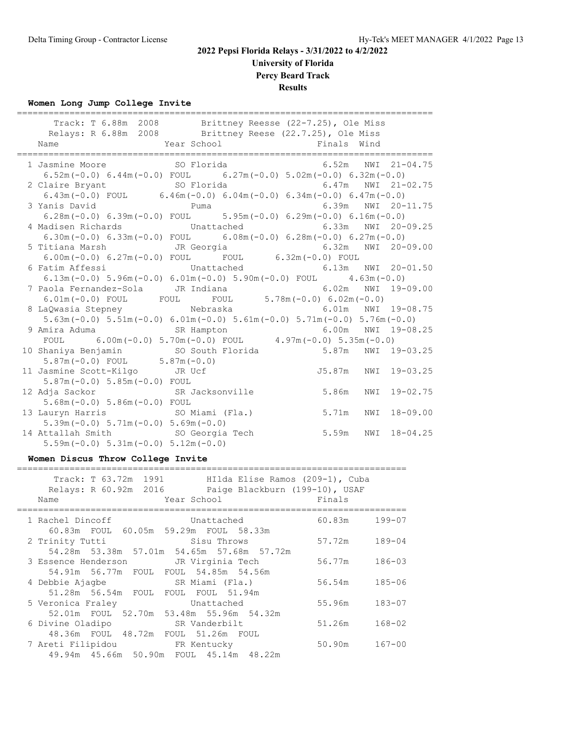## 2022 Pepsi Florida Relays - 3/31/2022 to 4/2/2022
## University of Florida
## Percy Beard Track
## Results

### Women Long Jump College Invite

Track: T 6.88m 2008 Brittney Reesse (22-7.25), Ole Miss
Relays: R 6.88m 2008 Brittney Reese (22.7.25), Ole Miss

| Place | Name | Year | School | Finals | Wind | |
|---|---|---|---|---|---|---|
| 1 | Jasmine Moore | SO | Florida | 6.52m | NWI | 21-04.75 |
| | 6.52m(-0.0) 6.44m(-0.0) FOUL 6.27m(-0.0) 5.02m(-0.0) 6.32m(-0.0) | | | | | |
| 2 | Claire Bryant | SO | Florida | 6.47m | NWI | 21-02.75 |
| | 6.43m(-0.0) FOUL 6.46m(-0.0) 6.04m(-0.0) 6.34m(-0.0) 6.47m(-0.0) | | | | | |
| 3 | Yanis David | | Puma | 6.39m | NWI | 20-11.75 |
| | 6.28m(-0.0) 6.39m(-0.0) FOUL 5.95m(-0.0) 6.29m(-0.0) 6.16m(-0.0) | | | | | |
| 4 | Madisen Richards | | Unattached | 6.33m | NWI | 20-09.25 |
| | 6.30m(-0.0) 6.33m(-0.0) FOUL 6.08m(-0.0) 6.28m(-0.0) 6.27m(-0.0) | | | | | |
| 5 | Titiana Marsh | JR | Georgia | 6.32m | NWI | 20-09.00 |
| | 6.00m(-0.0) 6.27m(-0.0) FOUL FOUL 6.32m(-0.0) FOUL | | | | | |
| 6 | Fatim Affessi | | Unattached | 6.13m | NWI | 20-01.50 |
| | 6.13m(-0.0) 5.96m(-0.0) 6.01m(-0.0) 5.90m(-0.0) FOUL 4.63m(-0.0) | | | | | |
| 7 | Paola Fernandez-Sola | JR | Indiana | 6.02m | NWI | 19-09.00 |
| | 6.01m(-0.0) FOUL FOUL FOUL 5.78m(-0.0) 6.02m(-0.0) | | | | | |
| 8 | LaQwasia Stepney | | Nebraska | 6.01m | NWI | 19-08.75 |
| | 5.63m(-0.0) 5.51m(-0.0) 6.01m(-0.0) 5.61m(-0.0) 5.71m(-0.0) 5.76m(-0.0) | | | | | |
| 9 | Amira Aduma | SR | Hampton | 6.00m | NWI | 19-08.25 |
| | FOUL 6.00m(-0.0) 5.70m(-0.0) FOUL 4.97m(-0.0) 5.35m(-0.0) | | | | | |
| 10 | Shaniya Benjamin | SO | South Florida | 5.87m | NWI | 19-03.25 |
| | 5.87m(-0.0) FOUL 5.87m(-0.0) | | | | | |
| 11 | Jasmine Scott-Kilgo | JR | Ucf | J5.87m | NWI | 19-03.25 |
| | 5.87m(-0.0) 5.85m(-0.0) FOUL | | | | | |
| 12 | Adja Sackor | SR | Jacksonville | 5.86m | NWI | 19-02.75 |
| | 5.68m(-0.0) 5.86m(-0.0) FOUL | | | | | |
| 13 | Lauryn Harris | SO | Miami (Fla.) | 5.71m | NWI | 18-09.00 |
| | 5.39m(-0.0) 5.71m(-0.0) 5.69m(-0.0) | | | | | |
| 14 | Attallah Smith | SO | Georgia Tech | 5.59m | NWI | 18-04.25 |
| | 5.59m(-0.0) 5.31m(-0.0) 5.12m(-0.0) | | | | | |

### Women Discus Throw College Invite

Track: T 63.72m 1991 HIlda Elise Ramos (209-1), Cuba
Relays: R 60.92m 2016 Paige Blackburn (199-10), USAF

| Place | Name | Year | School | Finals | |
|---|---|---|---|---|---|
| 1 | Rachel Dincoff | | Unattached | 60.83m | 199-07 |
| | 60.83m FOUL 60.05m 59.29m FOUL 58.33m | | | | |
| 2 | Trinity Tutti | | Sisu Throws | 57.72m | 189-04 |
| | 54.28m 53.38m 57.01m 54.65m 57.68m 57.72m | | | | |
| 3 | Essence Henderson | JR | Virginia Tech | 56.77m | 186-03 |
| | 54.91m 56.77m FOUL FOUL 54.85m 54.56m | | | | |
| 4 | Debbie Ajagbe | SR | Miami (Fla.) | 56.54m | 185-06 |
| | 51.28m 56.54m FOUL FOUL FOUL 51.94m | | | | |
| 5 | Veronica Fraley | | Unattached | 55.96m | 183-07 |
| | 52.01m FOUL 52.70m 53.48m 55.96m 54.32m | | | | |
| 6 | Divine Oladipo | SR | Vanderbilt | 51.26m | 168-02 |
| | 48.36m FOUL 48.72m FOUL 51.26m FOUL | | | | |
| 7 | Areti Filipidou | FR | Kentucky | 50.90m | 167-00 |
| | 49.94m 45.66m 50.90m FOUL 45.14m 48.22m | | | | |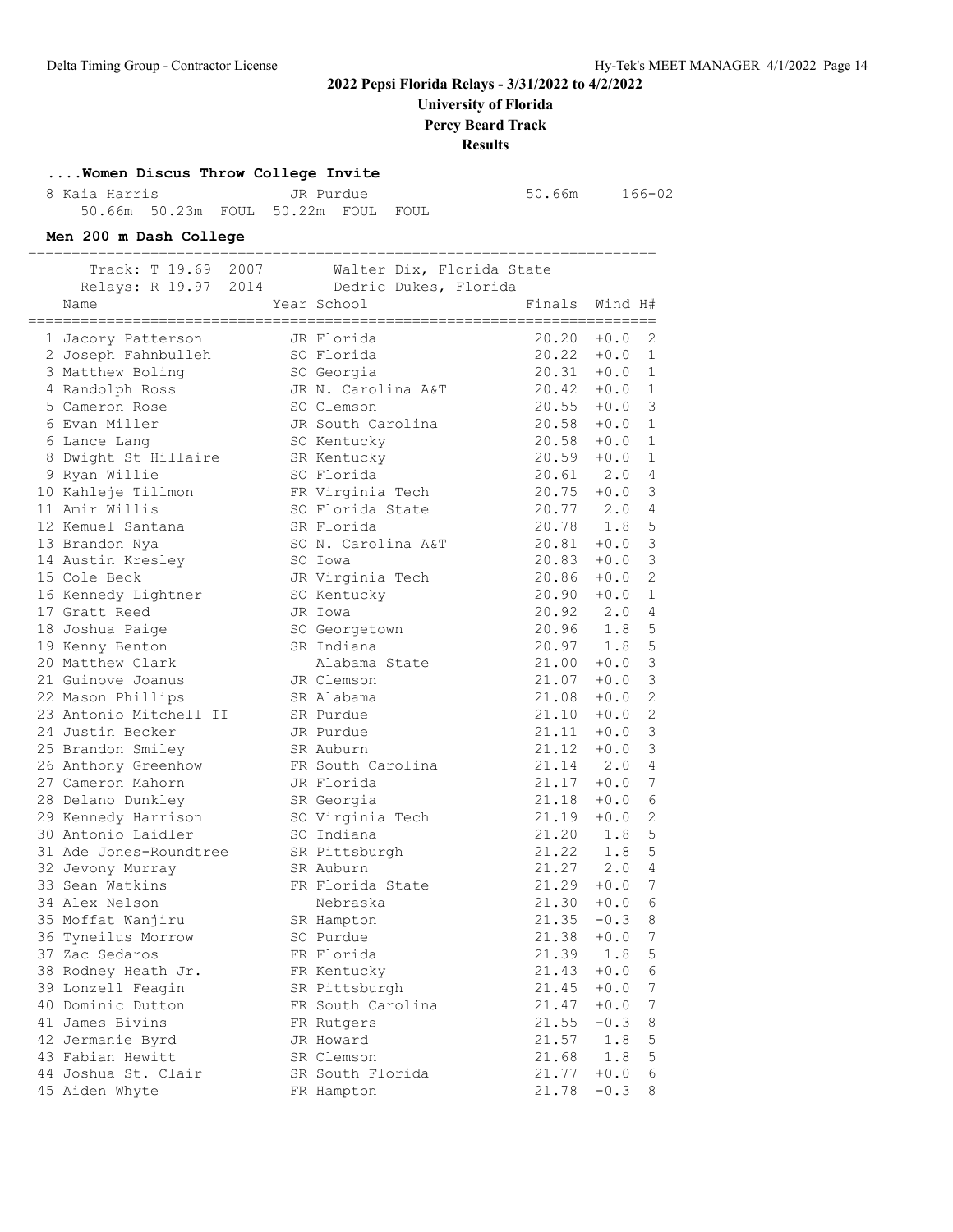2022 Pepsi Florida Relays - 3/31/2022 to 4/2/2022

University of Florida

Percy Beard Track

Results

### ....Women Discus Throw College Invite

| Place | Name | Year | School | Finals | |
|---|---|---|---|---|---|
| 8 | Kaia Harris | JR | Purdue | 50.66m | 166-02 |

50.66m 50.23m FOUL 50.22m FOUL FOUL

### Men 200 m Dash College

Track: T 19.69 2007 Walter Dix, Florida State

Relays: R 19.97 2014 Dedric Dukes, Florida

| Place | Name | Year | School | Finals | Wind | H# |
|---|---|---|---|---|---|---|
| 1 | Jacory Patterson | JR | Florida | 20.20 | +0.0 | 2 |
| 2 | Joseph Fahnbulleh | SO | Florida | 20.22 | +0.0 | 1 |
| 3 | Matthew Boling | SO | Georgia | 20.31 | +0.0 | 1 |
| 4 | Randolph Ross | JR | N. Carolina A&T | 20.42 | +0.0 | 1 |
| 5 | Cameron Rose | SO | Clemson | 20.55 | +0.0 | 3 |
| 6 | Evan Miller | JR | South Carolina | 20.58 | +0.0 | 1 |
| 6 | Lance Lang | SO | Kentucky | 20.58 | +0.0 | 1 |
| 8 | Dwight St Hillaire | SR | Kentucky | 20.59 | +0.0 | 1 |
| 9 | Ryan Willie | SO | Florida | 20.61 | 2.0 | 4 |
| 10 | Kahleje Tillmon | FR | Virginia Tech | 20.75 | +0.0 | 3 |
| 11 | Amir Willis | SO | Florida State | 20.77 | 2.0 | 4 |
| 12 | Kemuel Santana | SR | Florida | 20.78 | 1.8 | 5 |
| 13 | Brandon Nya | SO | N. Carolina A&T | 20.81 | +0.0 | 3 |
| 14 | Austin Kresley | SO | Iowa | 20.83 | +0.0 | 3 |
| 15 | Cole Beck | JR | Virginia Tech | 20.86 | +0.0 | 2 |
| 16 | Kennedy Lightner | SO | Kentucky | 20.90 | +0.0 | 1 |
| 17 | Gratt Reed | JR | Iowa | 20.92 | 2.0 | 4 |
| 18 | Joshua Paige | SO | Georgetown | 20.96 | 1.8 | 5 |
| 19 | Kenny Benton | SR | Indiana | 20.97 | 1.8 | 5 |
| 20 | Matthew Clark | | Alabama State | 21.00 | +0.0 | 3 |
| 21 | Guinove Joanus | JR | Clemson | 21.07 | +0.0 | 3 |
| 22 | Mason Phillips | SR | Alabama | 21.08 | +0.0 | 2 |
| 23 | Antonio Mitchell II | SR | Purdue | 21.10 | +0.0 | 2 |
| 24 | Justin Becker | JR | Purdue | 21.11 | +0.0 | 3 |
| 25 | Brandon Smiley | SR | Auburn | 21.12 | +0.0 | 3 |
| 26 | Anthony Greenhow | FR | South Carolina | 21.14 | 2.0 | 4 |
| 27 | Cameron Mahorn | JR | Florida | 21.17 | +0.0 | 7 |
| 28 | Delano Dunkley | SR | Georgia | 21.18 | +0.0 | 6 |
| 29 | Kennedy Harrison | SO | Virginia Tech | 21.19 | +0.0 | 2 |
| 30 | Antonio Laidler | SO | Indiana | 21.20 | 1.8 | 5 |
| 31 | Ade Jones-Roundtree | SR | Pittsburgh | 21.22 | 1.8 | 5 |
| 32 | Jevony Murray | SR | Auburn | 21.27 | 2.0 | 4 |
| 33 | Sean Watkins | FR | Florida State | 21.29 | +0.0 | 7 |
| 34 | Alex Nelson | | Nebraska | 21.30 | +0.0 | 6 |
| 35 | Moffat Wanjiru | SR | Hampton | 21.35 | -0.3 | 8 |
| 36 | Tyneilus Morrow | SO | Purdue | 21.38 | +0.0 | 7 |
| 37 | Zac Sedaros | FR | Florida | 21.39 | 1.8 | 5 |
| 38 | Rodney Heath Jr. | FR | Kentucky | 21.43 | +0.0 | 6 |
| 39 | Lonzell Feagin | SR | Pittsburgh | 21.45 | +0.0 | 7 |
| 40 | Dominic Dutton | FR | South Carolina | 21.47 | +0.0 | 7 |
| 41 | James Bivins | FR | Rutgers | 21.55 | -0.3 | 8 |
| 42 | Jermanie Byrd | JR | Howard | 21.57 | 1.8 | 5 |
| 43 | Fabian Hewitt | SR | Clemson | 21.68 | 1.8 | 5 |
| 44 | Joshua St. Clair | SR | South Florida | 21.77 | +0.0 | 6 |
| 45 | Aiden Whyte | FR | Hampton | 21.78 | -0.3 | 8 |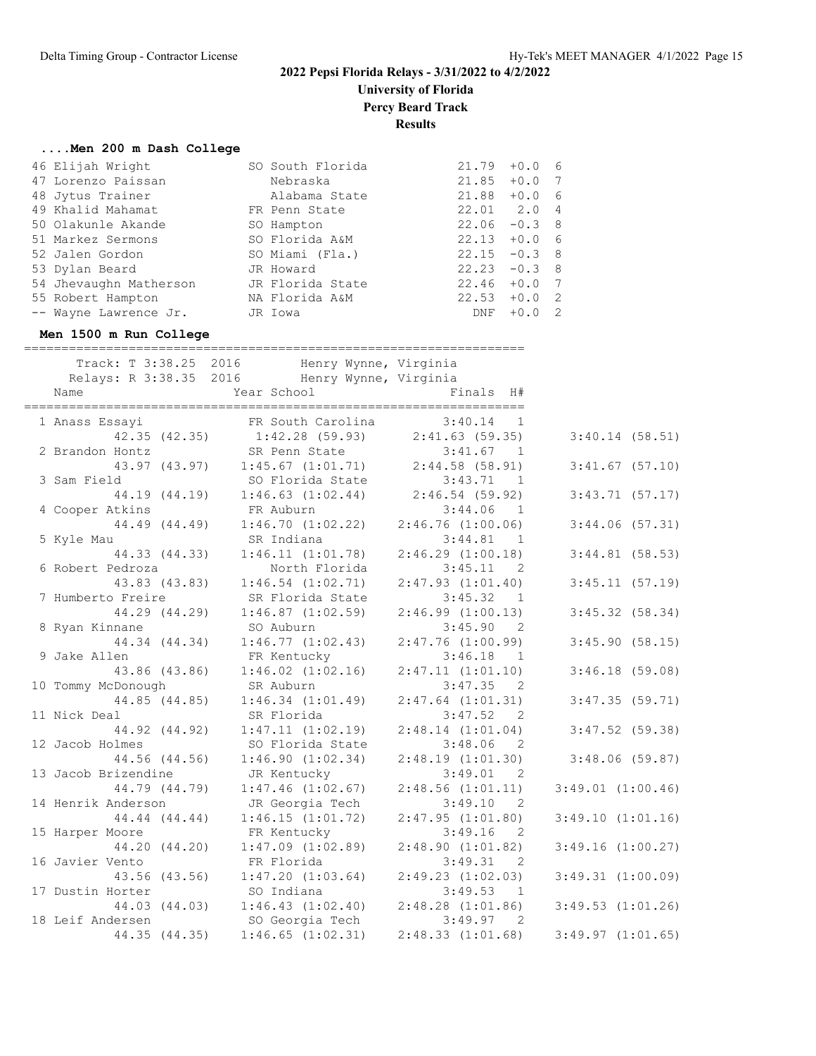# 2022 Pepsi Florida Relays - 3/31/2022 to 4/2/2022

**University of Florida**

**Percy Beard Track**

**Results**

### ....Men 200 m Dash College

| Place | Name | Year | School | Finals | Wind | H# |
|---|---|---|---|---|---|---|
| 46 | Elijah Wright | SO | South Florida | 21.79 | +0.0 | 6 |
| 47 | Lorenzo Paissan | | Nebraska | 21.85 | +0.0 | 7 |
| 48 | Jytus Trainer | | Alabama State | 21.88 | +0.0 | 6 |
| 49 | Khalid Mahamat | FR | Penn State | 22.01 | 2.0 | 4 |
| 50 | Olakunle Akande | SO | Hampton | 22.06 | -0.3 | 8 |
| 51 | Markez Sermons | SO | Florida A&M | 22.13 | +0.0 | 6 |
| 52 | Jalen Gordon | SO | Miami (Fla.) | 22.15 | -0.3 | 8 |
| 53 | Dylan Beard | JR | Howard | 22.23 | -0.3 | 8 |
| 54 | Jhevaughn Matherson | JR | Florida State | 22.46 | +0.0 | 7 |
| 55 | Robert Hampton | NA | Florida A&M | 22.53 | +0.0 | 2 |
| -- | Wayne Lawrence Jr. | JR | Iowa | DNF | +0.0 | 2 |

### Men 1500 m Run College

Track: T 3:38.25 2016 Henry Wynne, Virginia
Relays: R 3:38.35 2016 Henry Wynne, Virginia

| Place | Name | Year | School | Finals | H# |
|---|---|---|---|---|---|
| 1 | Anass Essayi | FR | South Carolina | 3:40.14 | 1 |
| | 42.35 (42.35) | 1:42.28 (59.93) | 2:41.63 (59.35) | 3:40.14 (58.51) | |
| 2 | Brandon Hontz | SR | Penn State | 3:41.67 | 1 |
| | 43.97 (43.97) | 1:45.67 (1:01.71) | 2:44.58 (58.91) | 3:41.67 (57.10) | |
| 3 | Sam Field | SO | Florida State | 3:43.71 | 1 |
| | 44.19 (44.19) | 1:46.63 (1:02.44) | 2:46.54 (59.92) | 3:43.71 (57.17) | |
| 4 | Cooper Atkins | FR | Auburn | 3:44.06 | 1 |
| | 44.49 (44.49) | 1:46.70 (1:02.22) | 2:46.76 (1:00.06) | 3:44.06 (57.31) | |
| 5 | Kyle Mau | SR | Indiana | 3:44.81 | 1 |
| | 44.33 (44.33) | 1:46.11 (1:01.78) | 2:46.29 (1:00.18) | 3:44.81 (58.53) | |
| 6 | Robert Pedroza | | North Florida | 3:45.11 | 2 |
| | 43.83 (43.83) | 1:46.54 (1:02.71) | 2:47.93 (1:01.40) | 3:45.11 (57.19) | |
| 7 | Humberto Freire | SR | Florida State | 3:45.32 | 1 |
| | 44.29 (44.29) | 1:46.87 (1:02.59) | 2:46.99 (1:00.13) | 3:45.32 (58.34) | |
| 8 | Ryan Kinnane | SO | Auburn | 3:45.90 | 2 |
| | 44.34 (44.34) | 1:46.77 (1:02.43) | 2:47.76 (1:00.99) | 3:45.90 (58.15) | |
| 9 | Jake Allen | FR | Kentucky | 3:46.18 | 1 |
| | 43.86 (43.86) | 1:46.02 (1:02.16) | 2:47.11 (1:01.10) | 3:46.18 (59.08) | |
| 10 | Tommy McDonough | SR | Auburn | 3:47.35 | 2 |
| | 44.85 (44.85) | 1:46.34 (1:01.49) | 2:47.64 (1:01.31) | 3:47.35 (59.71) | |
| 11 | Nick Deal | SR | Florida | 3:47.52 | 2 |
| | 44.92 (44.92) | 1:47.11 (1:02.19) | 2:48.14 (1:01.04) | 3:47.52 (59.38) | |
| 12 | Jacob Holmes | SO | Florida State | 3:48.06 | 2 |
| | 44.56 (44.56) | 1:46.90 (1:02.34) | 2:48.19 (1:01.30) | 3:48.06 (59.87) | |
| 13 | Jacob Brizendine | JR | Kentucky | 3:49.01 | 2 |
| | 44.79 (44.79) | 1:47.46 (1:02.67) | 2:48.56 (1:01.11) | 3:49.01 (1:00.46) | |
| 14 | Henrik Anderson | JR | Georgia Tech | 3:49.10 | 2 |
| | 44.44 (44.44) | 1:46.15 (1:01.72) | 2:47.95 (1:01.80) | 3:49.10 (1:01.16) | |
| 15 | Harper Moore | FR | Kentucky | 3:49.16 | 2 |
| | 44.20 (44.20) | 1:47.09 (1:02.89) | 2:48.90 (1:01.82) | 3:49.16 (1:00.27) | |
| 16 | Javier Vento | FR | Florida | 3:49.31 | 2 |
| | 43.56 (43.56) | 1:47.20 (1:03.64) | 2:49.23 (1:02.03) | 3:49.31 (1:00.09) | |
| 17 | Dustin Horter | SO | Indiana | 3:49.53 | 1 |
| | 44.03 (44.03) | 1:46.43 (1:02.40) | 2:48.28 (1:01.86) | 3:49.53 (1:01.26) | |
| 18 | Leif Andersen | SO | Georgia Tech | 3:49.97 | 2 |
| | 44.35 (44.35) | 1:46.65 (1:02.31) | 2:48.33 (1:01.68) | 3:49.97 (1:01.65) | |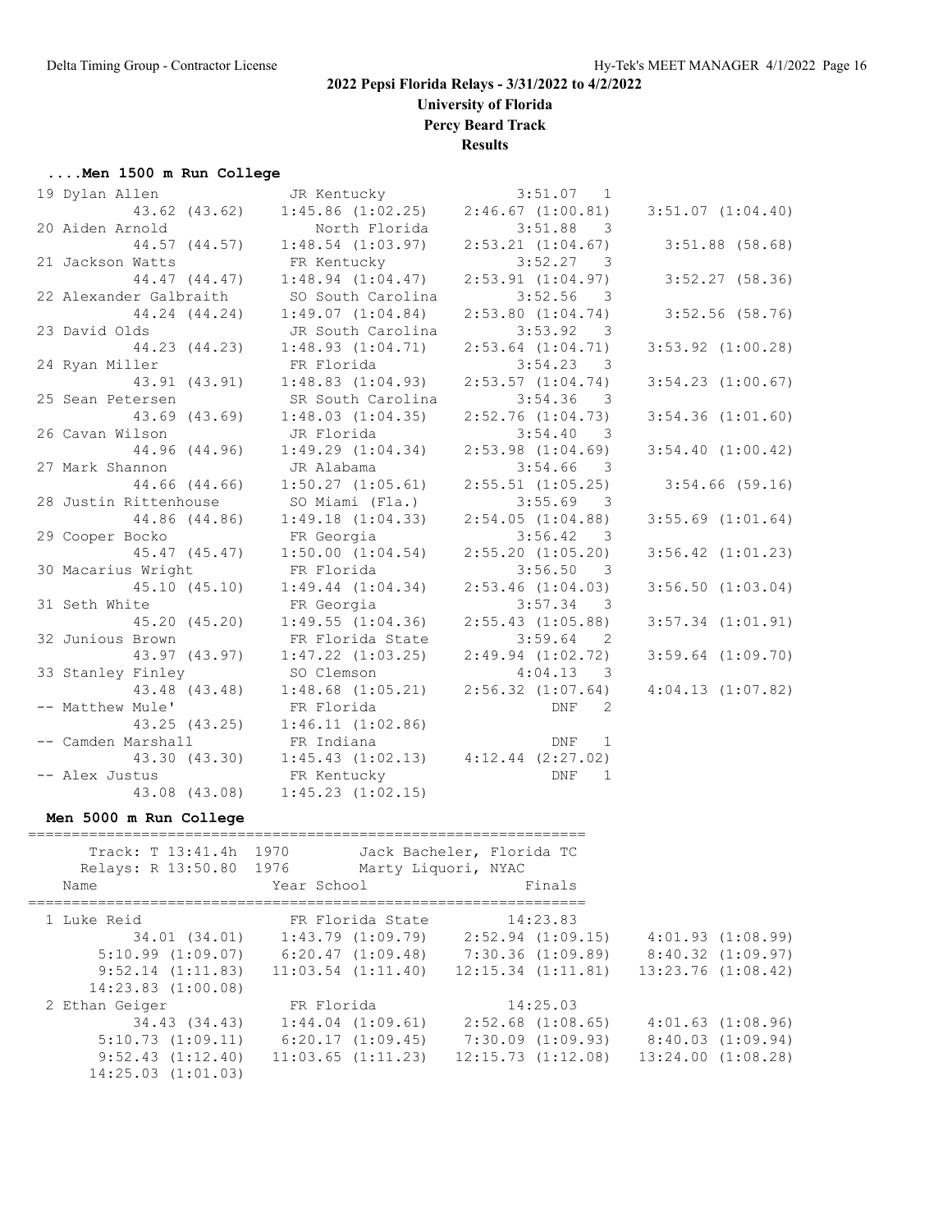## 2022 Pepsi Florida Relays - 3/31/2022 to 4/2/2022

**University of Florida**

**Percy Beard Track**

**Results**

### ....Men 1500 m Run College

```
 19 Dylan Allen               JR Kentucky               3:51.07  1 
          43.62 (43.62)     1:45.86 (1:02.25)     2:46.67 (1:00.81)     3:51.07 (1:04.40)
 20 Aiden Arnold                 North Florida          3:51.88  3 
          44.57 (44.57)     1:48.54 (1:03.97)     2:53.21 (1:04.67)       3:51.88 (58.68)
 21 Jackson Watts             FR Kentucky               3:52.27  3 
          44.47 (44.47)     1:48.94 (1:04.47)     2:53.91 (1:04.97)       3:52.27 (58.36)
 22 Alexander Galbraith       SO South Carolina         3:52.56  3 
          44.24 (44.24)     1:49.07 (1:04.84)     2:53.80 (1:04.74)       3:52.56 (58.76)
 23 David Olds                JR South Carolina         3:53.92  3 
          44.23 (44.23)     1:48.93 (1:04.71)     2:53.64 (1:04.71)     3:53.92 (1:00.28)
 24 Ryan Miller               FR Florida                3:54.23  3 
          43.91 (43.91)     1:48.83 (1:04.93)     2:53.57 (1:04.74)     3:54.23 (1:00.67)
 25 Sean Petersen             SR South Carolina         3:54.36  3 
          43.69 (43.69)     1:48.03 (1:04.35)     2:52.76 (1:04.73)     3:54.36 (1:01.60)
 26 Cavan Wilson              JR Florida                3:54.40  3 
          44.96 (44.96)     1:49.29 (1:04.34)     2:53.98 (1:04.69)     3:54.40 (1:00.42)
 27 Mark Shannon              JR Alabama                3:54.66  3 
          44.66 (44.66)     1:50.27 (1:05.61)     2:55.51 (1:05.25)       3:54.66 (59.16)
 28 Justin Rittenhouse        SO Miami (Fla.)           3:55.69  3 
          44.86 (44.86)     1:49.18 (1:04.33)     2:54.05 (1:04.88)     3:55.69 (1:01.64)
 29 Cooper Bocko              FR Georgia                3:56.42  3 
          45.47 (45.47)     1:50.00 (1:04.54)     2:55.20 (1:05.20)     3:56.42 (1:01.23)
 30 Macarius Wright           FR Florida                3:56.50  3 
          45.10 (45.10)     1:49.44 (1:04.34)     2:53.46 (1:04.03)     3:56.50 (1:03.04)
 31 Seth White                FR Georgia                3:57.34  3 
          45.20 (45.20)     1:49.55 (1:04.36)     2:55.43 (1:05.88)     3:57.34 (1:01.91)
 32 Junious Brown             FR Florida State          3:59.64  2 
          43.97 (43.97)     1:47.22 (1:03.25)     2:49.94 (1:02.72)     3:59.64 (1:09.70)
 33 Stanley Finley            SO Clemson                4:04.13  3 
          43.48 (43.48)     1:48.68 (1:05.21)     2:56.32 (1:07.64)     4:04.13 (1:07.82)
 -- Matthew Mule'             FR Florida                    DNF  2 
          43.25 (43.25)     1:46.11 (1:02.86)
 -- Camden Marshall           FR Indiana                    DNF  1 
          43.30 (43.30)     1:45.43 (1:02.13)     4:12.44 (2:27.02)
 -- Alex Justus               FR Kentucky                   DNF  1 
          43.08 (43.08)     1:45.23 (1:02.15)
```

### Men 5000 m Run College

```
=================================================================
      Track: T 13:41.4h  1970        Jack Bacheler, Florida TC   
    Relays: R 13:50.80  1976        Marty Liquori, NYAC          
    Name                    Year School                  Finals  
=================================================================
  1 Luke Reid                 FR Florida State         14:23.83  
          34.01 (34.01)     1:43.79 (1:09.79)     2:52.94 (1:09.15)     4:01.93 (1:08.99)
      5:10.99 (1:09.07)     6:20.47 (1:09.48)     7:30.36 (1:09.89)     8:40.32 (1:09.97)
      9:52.14 (1:11.83)    11:03.54 (1:11.40)    12:15.34 (1:11.81)    13:23.76 (1:08.42)
     14:23.83 (1:00.08)
  2 Ethan Geiger              FR Florida               14:25.03  
          34.43 (34.43)     1:44.04 (1:09.61)     2:52.68 (1:08.65)     4:01.63 (1:08.96)
      5:10.73 (1:09.11)     6:20.17 (1:09.45)     7:30.09 (1:09.93)     8:40.03 (1:09.94)
      9:52.43 (1:12.40)    11:03.65 (1:11.23)    12:15.73 (1:12.08)    13:24.00 (1:08.28)
     14:25.03 (1:01.03)
```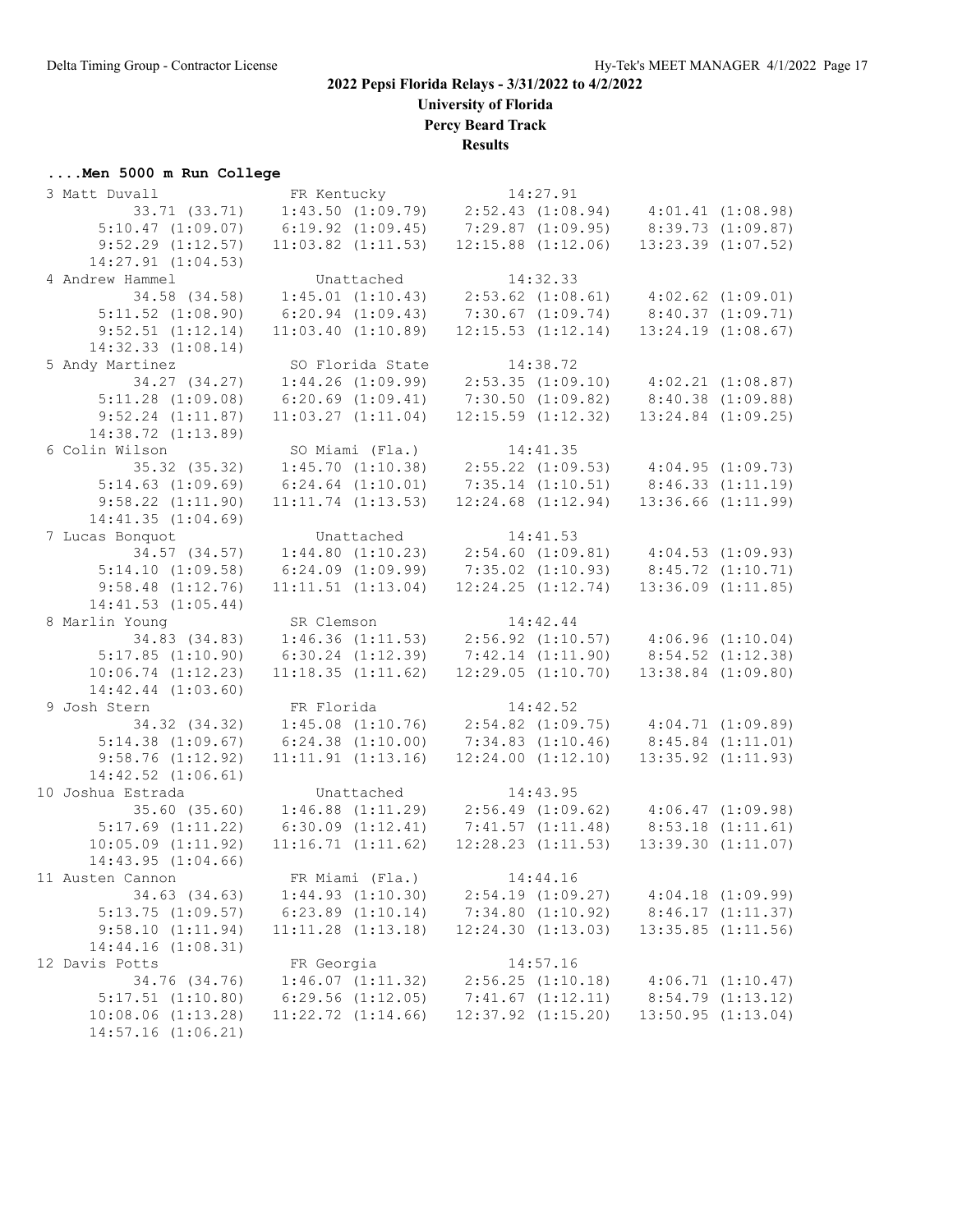# 2022 Pepsi Florida Relays - 3/31/2022 to 4/2/2022

**University of Florida**

**Percy Beard Track**

**Results**

### ....Men 5000 m Run College

```
  3 Matt Duvall              FR Kentucky               14:27.91
          33.71 (33.71)     1:43.50 (1:09.79)     2:52.43 (1:08.94)     4:01.41 (1:08.98)
      5:10.47 (1:09.07)     6:19.92 (1:09.45)     7:29.87 (1:09.95)     8:39.73 (1:09.87)
      9:52.29 (1:12.57)    11:03.82 (1:11.53)    12:15.88 (1:12.06)    13:23.39 (1:07.52)
     14:27.91 (1:04.53)
  4 Andrew Hammel               Unattached             14:32.33
          34.58 (34.58)     1:45.01 (1:10.43)     2:53.62 (1:08.61)     4:02.62 (1:09.01)
      5:11.52 (1:08.90)     6:20.94 (1:09.43)     7:30.67 (1:09.74)     8:40.37 (1:09.71)
      9:52.51 (1:12.14)    11:03.40 (1:10.89)    12:15.53 (1:12.14)    13:24.19 (1:08.67)
     14:32.33 (1:08.14)
  5 Andy Martinez            SO Florida State          14:38.72
          34.27 (34.27)     1:44.26 (1:09.99)     2:53.35 (1:09.10)     4:02.21 (1:08.87)
      5:11.28 (1:09.08)     6:20.69 (1:09.41)     7:30.50 (1:09.82)     8:40.38 (1:09.88)
      9:52.24 (1:11.87)    11:03.27 (1:11.04)    12:15.59 (1:12.32)    13:24.84 (1:09.25)
     14:38.72 (1:13.89)
  6 Colin Wilson             SO Miami (Fla.)           14:41.35
          35.32 (35.32)     1:45.70 (1:10.38)     2:55.22 (1:09.53)     4:04.95 (1:09.73)
      5:14.63 (1:09.69)     6:24.64 (1:10.01)     7:35.14 (1:10.51)     8:46.33 (1:11.19)
      9:58.22 (1:11.90)    11:11.74 (1:13.53)    12:24.68 (1:12.94)    13:36.66 (1:11.99)
     14:41.35 (1:04.69)
  7 Lucas Bonquot               Unattached             14:41.53
          34.57 (34.57)     1:44.80 (1:10.23)     2:54.60 (1:09.81)     4:04.53 (1:09.93)
      5:14.10 (1:09.58)     6:24.09 (1:09.99)     7:35.02 (1:10.93)     8:45.72 (1:10.71)
      9:58.48 (1:12.76)    11:11.51 (1:13.04)    12:24.25 (1:12.74)    13:36.09 (1:11.85)
     14:41.53 (1:05.44)
  8 Marlin Young             SR Clemson                14:42.44
          34.83 (34.83)     1:46.36 (1:11.53)     2:56.92 (1:10.57)     4:06.96 (1:10.04)
      5:17.85 (1:10.90)     6:30.24 (1:12.39)     7:42.14 (1:11.90)     8:54.52 (1:12.38)
     10:06.74 (1:12.23)    11:18.35 (1:11.62)    12:29.05 (1:10.70)    13:38.84 (1:09.80)
     14:42.44 (1:03.60)
  9 Josh Stern               FR Florida                14:42.52
          34.32 (34.32)     1:45.08 (1:10.76)     2:54.82 (1:09.75)     4:04.71 (1:09.89)
      5:14.38 (1:09.67)     6:24.38 (1:10.00)     7:34.83 (1:10.46)     8:45.84 (1:11.01)
      9:58.76 (1:12.92)    11:11.91 (1:13.16)    12:24.00 (1:12.10)    13:35.92 (1:11.93)
     14:42.52 (1:06.61)
 10 Joshua Estrada              Unattached             14:43.95
          35.60 (35.60)     1:46.88 (1:11.29)     2:56.49 (1:09.62)     4:06.47 (1:09.98)
      5:17.69 (1:11.22)     6:30.09 (1:12.41)     7:41.57 (1:11.48)     8:53.18 (1:11.61)
     10:05.09 (1:11.92)    11:16.71 (1:11.62)    12:28.23 (1:11.53)    13:39.30 (1:11.07)
     14:43.95 (1:04.66)
 11 Austen Cannon            FR Miami (Fla.)           14:44.16
          34.63 (34.63)     1:44.93 (1:10.30)     2:54.19 (1:09.27)     4:04.18 (1:09.99)
      5:13.75 (1:09.57)     6:23.89 (1:10.14)     7:34.80 (1:10.92)     8:46.17 (1:11.37)
      9:58.10 (1:11.94)    11:11.28 (1:13.18)    12:24.30 (1:13.03)    13:35.85 (1:11.56)
     14:44.16 (1:08.31)
 12 Davis Potts              FR Georgia                14:57.16
          34.76 (34.76)     1:46.07 (1:11.32)     2:56.25 (1:10.18)     4:06.71 (1:10.47)
      5:17.51 (1:10.80)     6:29.56 (1:12.05)     7:41.67 (1:12.11)     8:54.79 (1:13.12)
     10:08.06 (1:13.28)    11:22.72 (1:14.66)    12:37.92 (1:15.20)    13:50.95 (1:13.04)
     14:57.16 (1:06.21)
```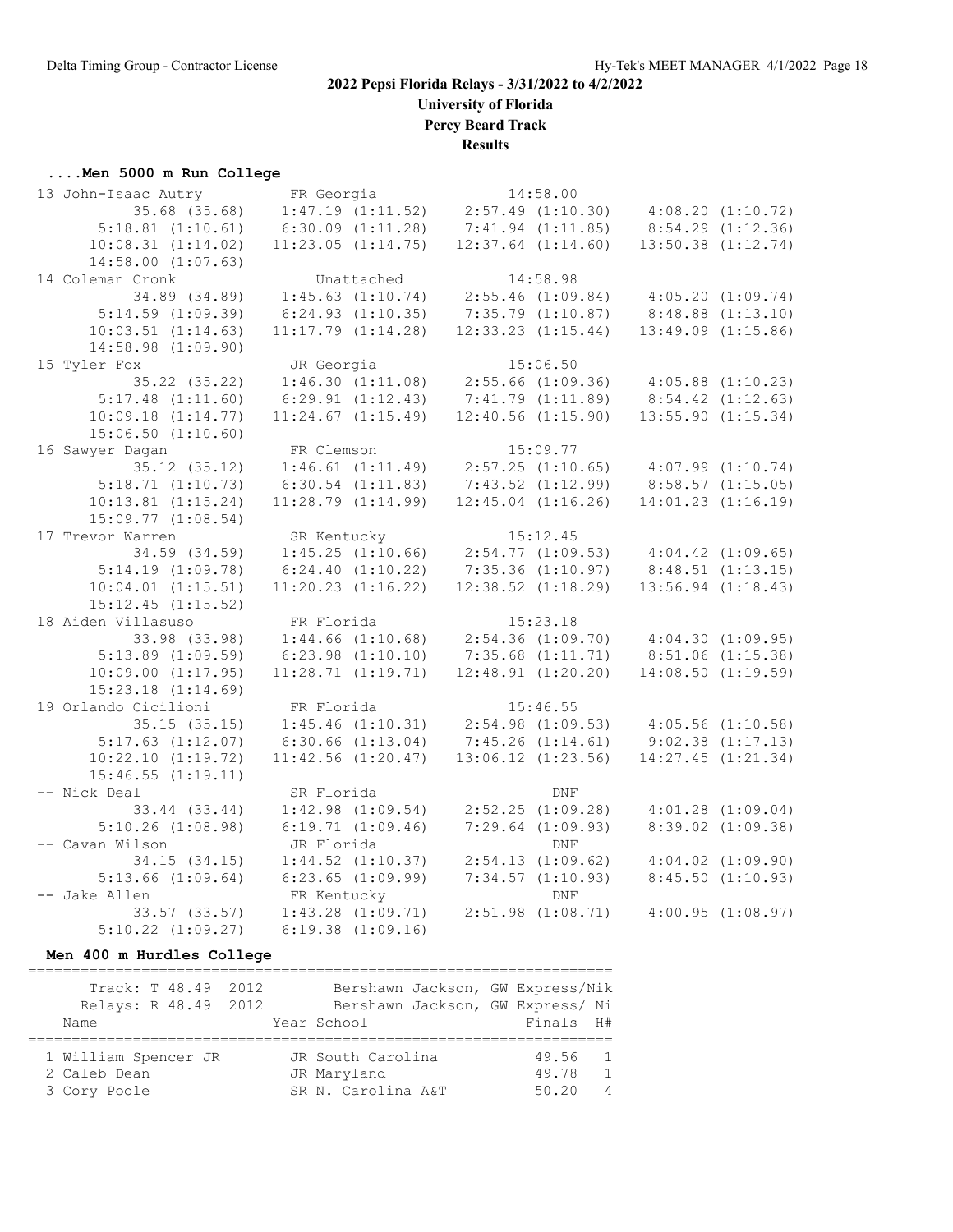# 2022 Pepsi Florida Relays - 3/31/2022 to 4/2/2022

**University of Florida**

**Percy Beard Track**

**Results**

### ....Men 5000 m Run College

```
 13 John-Isaac Autry          FR Georgia                14:58.00
          35.68 (35.68)     1:47.19 (1:11.52)    2:57.49 (1:10.30)    4:08.20 (1:10.72)
      5:18.81 (1:10.61)     6:30.09 (1:11.28)    7:41.94 (1:11.85)    8:54.29 (1:12.36)
     10:08.31 (1:14.02)    11:23.05 (1:14.75)   12:37.64 (1:14.60)   13:50.38 (1:12.74)
     14:58.00 (1:07.63)
 14 Coleman Cronk               Unattached              14:58.98
          34.89 (34.89)     1:45.63 (1:10.74)    2:55.46 (1:09.84)    4:05.20 (1:09.74)
      5:14.59 (1:09.39)     6:24.93 (1:10.35)    7:35.79 (1:10.87)    8:48.88 (1:13.10)
     10:03.51 (1:14.63)    11:17.79 (1:14.28)   12:33.23 (1:15.44)   13:49.09 (1:15.86)
     14:58.98 (1:09.90)
 15 Tyler Fox                 JR Georgia                15:06.50
          35.22 (35.22)     1:46.30 (1:11.08)    2:55.66 (1:09.36)    4:05.88 (1:10.23)
      5:17.48 (1:11.60)     6:29.91 (1:12.43)    7:41.79 (1:11.89)    8:54.42 (1:12.63)
     10:09.18 (1:14.77)    11:24.67 (1:15.49)   12:40.56 (1:15.90)   13:55.90 (1:15.34)
     15:06.50 (1:10.60)
 16 Sawyer Dagan              FR Clemson                15:09.77
          35.12 (35.12)     1:46.61 (1:11.49)    2:57.25 (1:10.65)    4:07.99 (1:10.74)
      5:18.71 (1:10.73)     6:30.54 (1:11.83)    7:43.52 (1:12.99)    8:58.57 (1:15.05)
     10:13.81 (1:15.24)    11:28.79 (1:14.99)   12:45.04 (1:16.26)   14:01.23 (1:16.19)
     15:09.77 (1:08.54)
 17 Trevor Warren             SR Kentucky               15:12.45
          34.59 (34.59)     1:45.25 (1:10.66)    2:54.77 (1:09.53)    4:04.42 (1:09.65)
      5:14.19 (1:09.78)     6:24.40 (1:10.22)    7:35.36 (1:10.97)    8:48.51 (1:13.15)
     10:04.01 (1:15.51)    11:20.23 (1:16.22)   12:38.52 (1:18.29)   13:56.94 (1:18.43)
     15:12.45 (1:15.52)
 18 Aiden Villasuso           FR Florida                15:23.18
          33.98 (33.98)     1:44.66 (1:10.68)    2:54.36 (1:09.70)    4:04.30 (1:09.95)
      5:13.89 (1:09.59)     6:23.98 (1:10.10)    7:35.68 (1:11.71)    8:51.06 (1:15.38)
     10:09.00 (1:17.95)    11:28.71 (1:19.71)   12:48.91 (1:20.20)   14:08.50 (1:19.59)
     15:23.18 (1:14.69)
 19 Orlando Cicilioni         FR Florida                15:46.55
          35.15 (35.15)     1:45.46 (1:10.31)    2:54.98 (1:09.53)    4:05.56 (1:10.58)
      5:17.63 (1:12.07)     6:30.66 (1:13.04)    7:45.26 (1:14.61)    9:02.38 (1:17.13)
     10:22.10 (1:19.72)    11:42.56 (1:20.47)   13:06.12 (1:23.56)   14:27.45 (1:21.34)
     15:46.55 (1:19.11)
 -- Nick Deal                 SR Florida                     DNF
          33.44 (33.44)     1:42.98 (1:09.54)    2:52.25 (1:09.28)    4:01.28 (1:09.04)
      5:10.26 (1:08.98)     6:19.71 (1:09.46)    7:29.64 (1:09.93)    8:39.02 (1:09.38)
 -- Cavan Wilson              JR Florida                     DNF
          34.15 (34.15)     1:44.52 (1:10.37)    2:54.13 (1:09.62)    4:04.02 (1:09.90)
      5:13.66 (1:09.64)     6:23.65 (1:09.99)    7:34.57 (1:10.93)    8:45.50 (1:10.93)
 -- Jake Allen                FR Kentucky                    DNF
          33.57 (33.57)     1:43.28 (1:09.71)    2:51.98 (1:08.71)    4:00.95 (1:08.97)
      5:10.22 (1:09.27)     6:19.38 (1:09.16)
```

### Men 400 m Hurdles College

```
===================================================================
    Track: T 48.49  2012        Bershawn Jackson, GW Express/Nik
   Relays: R 48.49  2012        Bershawn Jackson, GW Express/ Ni
  Name                    Year School                  Finals  H#
===================================================================
  1 William Spencer JR     JR South Carolina            49.56   1
  2 Caleb Dean             JR Maryland                  49.78   1
  3 Cory Poole             SR N. Carolina A&T           50.20   4
```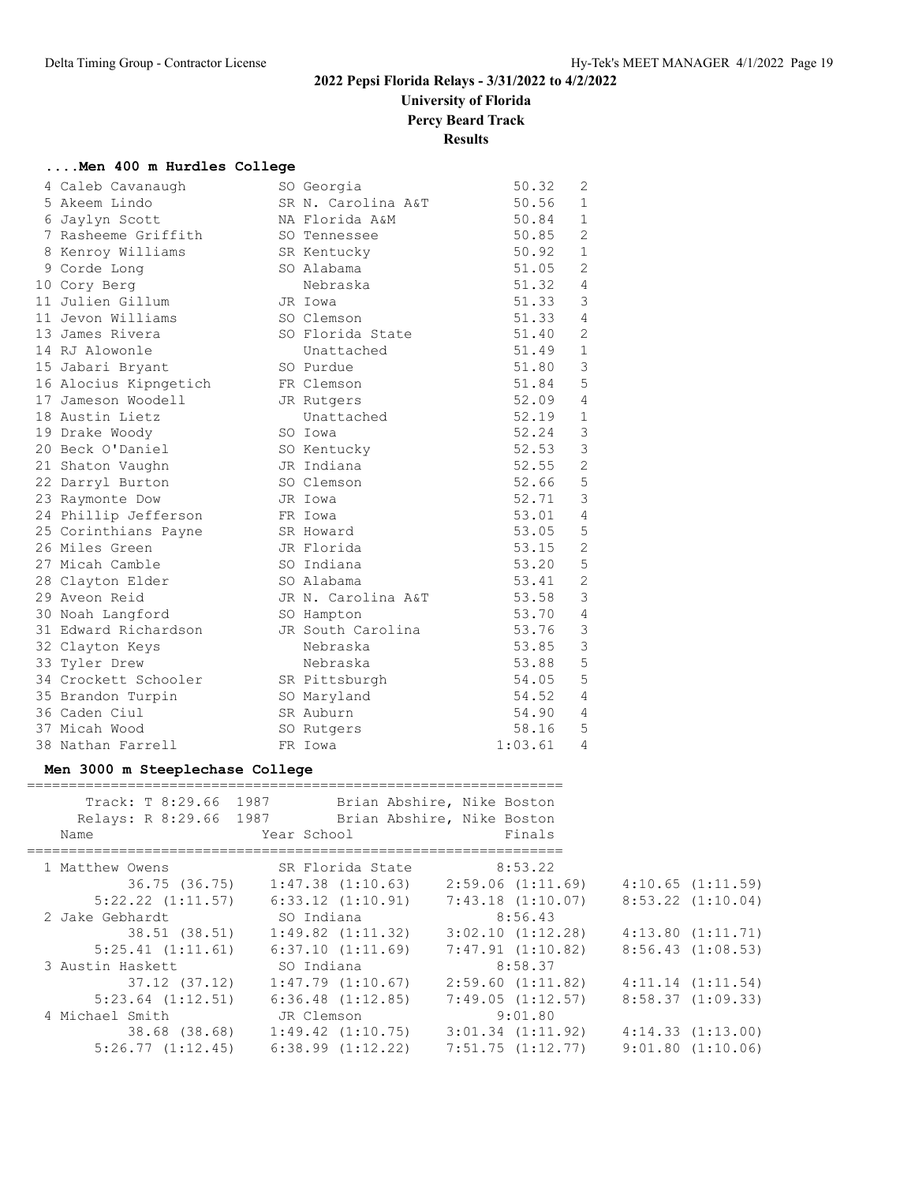# 2022 Pepsi Florida Relays - 3/31/2022 to 4/2/2022

**University of Florida**
**Percy Beard Track**
**Results**

### ....Men 400 m Hurdles College

| Place | Name | Year | School | Finals | H# |
|---|---|---|---|---|---|
| 4 | Caleb Cavanaugh | SO | Georgia | 50.32 | 2 |
| 5 | Akeem Lindo | SR | N. Carolina A&T | 50.56 | 1 |
| 6 | Jaylyn Scott | NA | Florida A&M | 50.84 | 1 |
| 7 | Rasheeme Griffith | SO | Tennessee | 50.85 | 2 |
| 8 | Kenroy Williams | SR | Kentucky | 50.92 | 1 |
| 9 | Corde Long | SO | Alabama | 51.05 | 2 |
| 10 | Cory Berg | | Nebraska | 51.32 | 4 |
| 11 | Julien Gillum | JR | Iowa | 51.33 | 3 |
| 11 | Jevon Williams | SO | Clemson | 51.33 | 4 |
| 13 | James Rivera | SO | Florida State | 51.40 | 2 |
| 14 | RJ Alowonle | | Unattached | 51.49 | 1 |
| 15 | Jabari Bryant | SO | Purdue | 51.80 | 3 |
| 16 | Alocius Kipngetich | FR | Clemson | 51.84 | 5 |
| 17 | Jameson Woodell | JR | Rutgers | 52.09 | 4 |
| 18 | Austin Lietz | | Unattached | 52.19 | 1 |
| 19 | Drake Woody | SO | Iowa | 52.24 | 3 |
| 20 | Beck O'Daniel | SO | Kentucky | 52.53 | 3 |
| 21 | Shaton Vaughn | JR | Indiana | 52.55 | 2 |
| 22 | Darryl Burton | SO | Clemson | 52.66 | 5 |
| 23 | Raymonte Dow | JR | Iowa | 52.71 | 3 |
| 24 | Phillip Jefferson | FR | Iowa | 53.01 | 4 |
| 25 | Corinthians Payne | SR | Howard | 53.05 | 5 |
| 26 | Miles Green | JR | Florida | 53.15 | 2 |
| 27 | Micah Camble | SO | Indiana | 53.20 | 5 |
| 28 | Clayton Elder | SO | Alabama | 53.41 | 2 |
| 29 | Aveon Reid | JR | N. Carolina A&T | 53.58 | 3 |
| 30 | Noah Langford | SO | Hampton | 53.70 | 4 |
| 31 | Edward Richardson | JR | South Carolina | 53.76 | 3 |
| 32 | Clayton Keys | | Nebraska | 53.85 | 3 |
| 33 | Tyler Drew | | Nebraska | 53.88 | 5 |
| 34 | Crockett Schooler | SR | Pittsburgh | 54.05 | 5 |
| 35 | Brandon Turpin | SO | Maryland | 54.52 | 4 |
| 36 | Caden Ciul | SR | Auburn | 54.90 | 4 |
| 37 | Micah Wood | SO | Rutgers | 58.16 | 5 |
| 38 | Nathan Farrell | FR | Iowa | 1:03.61 | 4 |

### Men 3000 m Steeplechase College

Track: T 8:29.66 1987 Brian Abshire, Nike Boston
Relays: R 8:29.66 1987 Brian Abshire, Nike Boston

| Place | Name | Year | School | Finals |
|---|---|---|---|---|
| 1 | Matthew Owens | SR | Florida State | 8:53.22 |
| | 36.75 (36.75) | 1:47.38 (1:10.63) | 2:59.06 (1:11.69) | 4:10.65 (1:11.59) |
| | 5:22.22 (1:11.57) | 6:33.12 (1:10.91) | 7:43.18 (1:10.07) | 8:53.22 (1:10.04) |
| 2 | Jake Gebhardt | SO | Indiana | 8:56.43 |
| | 38.51 (38.51) | 1:49.82 (1:11.32) | 3:02.10 (1:12.28) | 4:13.80 (1:11.71) |
| | 5:25.41 (1:11.61) | 6:37.10 (1:11.69) | 7:47.91 (1:10.82) | 8:56.43 (1:08.53) |
| 3 | Austin Haskett | SO | Indiana | 8:58.37 |
| | 37.12 (37.12) | 1:47.79 (1:10.67) | 2:59.60 (1:11.82) | 4:11.14 (1:11.54) |
| | 5:23.64 (1:12.51) | 6:36.48 (1:12.85) | 7:49.05 (1:12.57) | 8:58.37 (1:09.33) |
| 4 | Michael Smith | JR | Clemson | 9:01.80 |
| | 38.68 (38.68) | 1:49.42 (1:10.75) | 3:01.34 (1:11.92) | 4:14.33 (1:13.00) |
| | 5:26.77 (1:12.45) | 6:38.99 (1:12.22) | 7:51.75 (1:12.77) | 9:01.80 (1:10.06) |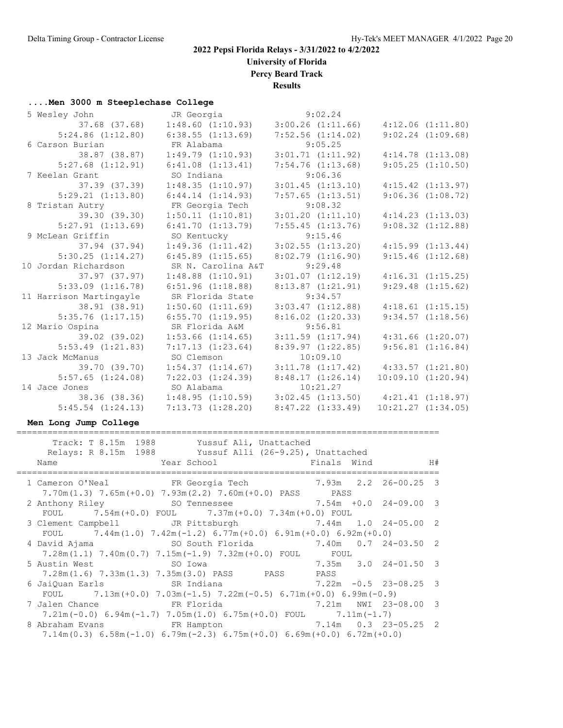## 2022 Pepsi Florida Relays - 3/31/2022 to 4/2/2022

**University of Florida**

**Percy Beard Track**

**Results**

### ....Men 3000 m Steeplechase College

```
  5 Wesley John              JR Georgia              9:02.24  
          37.68 (37.68)     1:48.60 (1:10.93)    3:00.26 (1:11.66)    4:12.06 (1:11.80)
        5:24.86 (1:12.80)   6:38.55 (1:13.69)    7:52.56 (1:14.02)    9:02.24 (1:09.68)
  6 Carson Burian            FR Alabama              9:05.25  
          38.87 (38.87)     1:49.79 (1:10.93)    3:01.71 (1:11.92)    4:14.78 (1:13.08)
        5:27.68 (1:12.91)   6:41.08 (1:13.41)    7:54.76 (1:13.68)    9:05.25 (1:10.50)
  7 Keelan Grant             SO Indiana              9:06.36  
          37.39 (37.39)     1:48.35 (1:10.97)    3:01.45 (1:13.10)    4:15.42 (1:13.97)
        5:29.21 (1:13.80)   6:44.14 (1:14.93)    7:57.65 (1:13.51)    9:06.36 (1:08.72)
  8 Tristan Autry            FR Georgia Tech         9:08.32  
          39.30 (39.30)     1:50.11 (1:10.81)    3:01.20 (1:11.10)    4:14.23 (1:13.03)
        5:27.91 (1:13.69)   6:41.70 (1:13.79)    7:55.45 (1:13.76)    9:08.32 (1:12.88)
  9 McLean Griffin           SO Kentucky             9:15.46  
          37.94 (37.94)     1:49.36 (1:11.42)    3:02.55 (1:13.20)    4:15.99 (1:13.44)
        5:30.25 (1:14.27)   6:45.89 (1:15.65)    8:02.79 (1:16.90)    9:15.46 (1:12.68)
 10 Jordan Richardson        SR N. Carolina A&T      9:29.48  
          37.97 (37.97)     1:48.88 (1:10.91)    3:01.07 (1:12.19)    4:16.31 (1:15.25)
        5:33.09 (1:16.78)   6:51.96 (1:18.88)    8:13.87 (1:21.91)    9:29.48 (1:15.62)
 11 Harrison Martingayle     SR Florida State        9:34.57  
          38.91 (38.91)     1:50.60 (1:11.69)    3:03.47 (1:12.88)    4:18.61 (1:15.15)
        5:35.76 (1:17.15)   6:55.70 (1:19.95)    8:16.02 (1:20.33)    9:34.57 (1:18.56)
 12 Mario Ospina             SR Florida A&M          9:56.81  
          39.02 (39.02)     1:53.66 (1:14.65)    3:11.59 (1:17.94)    4:31.66 (1:20.07)
        5:53.49 (1:21.83)   7:17.13 (1:23.64)    8:39.97 (1:22.85)    9:56.81 (1:16.84)
 13 Jack McManus             SO Clemson             10:09.10  
          39.70 (39.70)     1:54.37 (1:14.67)    3:11.78 (1:17.42)    4:33.57 (1:21.80)
        5:57.65 (1:24.08)   7:22.03 (1:24.39)    8:48.17 (1:26.14)   10:09.10 (1:20.94)
 14 Jace Jones               SO Alabama             10:21.27  
          38.36 (38.36)     1:48.95 (1:10.59)    3:02.45 (1:13.50)    4:21.41 (1:18.97)
        5:45.54 (1:24.13)   7:13.73 (1:28.20)    8:47.22 (1:33.49)   10:21.27 (1:34.05)
```

### Men Long Jump College

```
===================================================================================
     Track: T 8.15m  1988        Yussuf Ali, Unattached                            
     Relays: R 8.15m  1988       Yussuf Alli (26-9.25), Unattached                 
    Name                    Year School                  Finals  Wind          H#
===================================================================================
  1 Cameron O'Neal          FR Georgia Tech             7.93m   2.2  26-00.25   3 
     7.70m(1.3) 7.65m(+0.0) 7.93m(2.2) 7.60m(+0.0) PASS       PASS 
  2 Anthony Riley           SO Tennessee                7.54m  +0.0  24-09.00   3 
     FOUL       7.54m(+0.0) FOUL       7.37m(+0.0) 7.34m(+0.0) FOUL 
  3 Clement Campbell        JR Pittsburgh               7.44m   1.0  24-05.00   2 
     FOUL       7.44m(1.0) 7.42m(-1.2) 6.77m(+0.0) 6.91m(+0.0) 6.92m(+0.0)
  4 David Ajama             SO South Florida            7.40m   0.7  24-03.50   2 
     7.28m(1.1) 7.40m(0.7) 7.15m(-1.9) 7.32m(+0.0) FOUL       FOUL 
  5 Austin West             SO Iowa                     7.35m   3.0  24-01.50   3 
     7.28m(1.6) 7.33m(1.3) 7.35m(3.0) PASS       PASS       PASS 
  6 JaiQuan Earls           SR Indiana                  7.22m  -0.5  23-08.25   3 
     FOUL       7.13m(+0.0) 7.03m(-1.5) 7.22m(-0.5) 6.71m(+0.0) 6.99m(-0.9)
  7 Jalen Chance            FR Florida                  7.21m   NWI  23-08.00   3 
     7.21m(-0.0) 6.94m(-1.7) 7.05m(1.0) 6.75m(+0.0) FOUL       7.11m(-1.7)
  8 Abraham Evans           FR Hampton                  7.14m   0.3  23-05.25   2 
     7.14m(0.3) 6.58m(-1.0) 6.79m(-2.3) 6.75m(+0.0) 6.69m(+0.0) 6.72m(+0.0)
```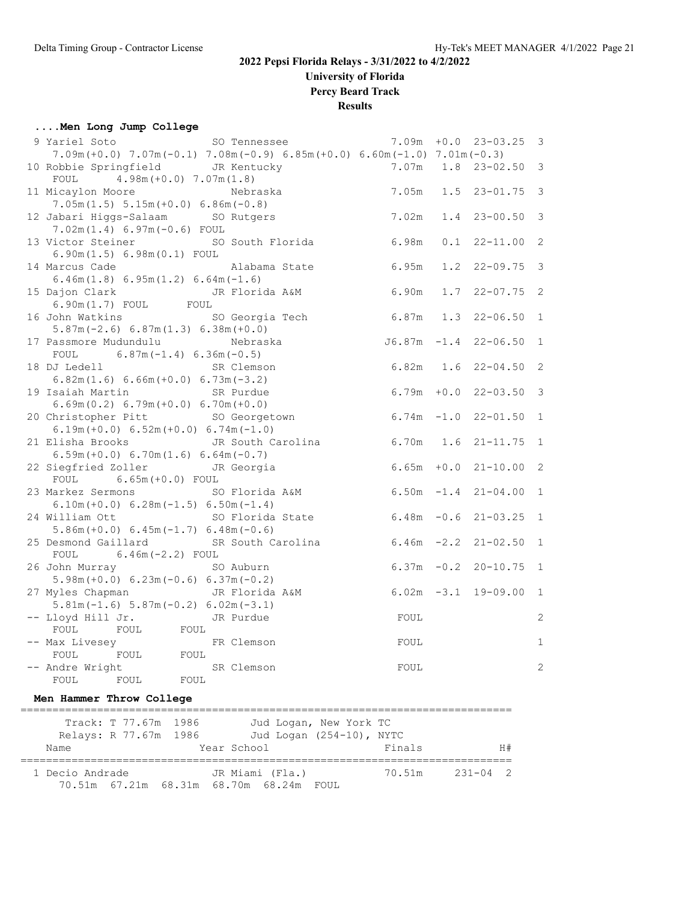## 2022 Pepsi Florida Relays - 3/31/2022 to 4/2/2022

**University of Florida**

**Percy Beard Track**

**Results**

### ....Men Long Jump College

```
  9 Yariel Soto              SO Tennessee                   7.09m  +0.0  23-03.25  3 
     7.09m(+0.0) 7.07m(-0.1) 7.08m(-0.9) 6.85m(+0.0) 6.60m(-1.0) 7.01m(-0.3)
 10 Robbie Springfield       JR Kentucky                    7.07m   1.8  23-02.50  3 
     FOUL      4.98m(+0.0) 7.07m(1.8)
 11 Micaylon Moore              Nebraska                    7.05m   1.5  23-01.75  3 
     7.05m(1.5) 5.15m(+0.0) 6.86m(-0.8)
 12 Jabari Higgs-Salaam      SO Rutgers                     7.02m   1.4  23-00.50  3 
     7.02m(1.4) 6.97m(-0.6) FOUL
 13 Victor Steiner           SO South Florida               6.98m   0.1  22-11.00  2 
     6.90m(1.5) 6.98m(0.1) FOUL
 14 Marcus Cade                 Alabama State               6.95m   1.2  22-09.75  3 
     6.46m(1.8) 6.95m(1.2) 6.64m(-1.6)
 15 Dajon Clark              JR Florida A&M                 6.90m   1.7  22-07.75  2 
     6.90m(1.7) FOUL      FOUL
 16 John Watkins             SO Georgia Tech                6.87m   1.3  22-06.50  1 
     5.87m(-2.6) 6.87m(1.3) 6.38m(+0.0)
 17 Passmore Mudundulu          Nebraska                   J6.87m  -1.4  22-06.50  1 
     FOUL      6.87m(-1.4) 6.36m(-0.5)
 18 DJ Ledell                SR Clemson                     6.82m   1.6  22-04.50  2 
     6.82m(1.6) 6.66m(+0.0) 6.73m(-3.2)
 19 Isaiah Martin            SR Purdue                      6.79m  +0.0  22-03.50  3 
     6.69m(0.2) 6.79m(+0.0) 6.70m(+0.0)
 20 Christopher Pitt         SO Georgetown                  6.74m  -1.0  22-01.50  1 
     6.19m(+0.0) 6.52m(+0.0) 6.74m(-1.0)
 21 Elisha Brooks            JR South Carolina              6.70m   1.6  21-11.75  1 
     6.59m(+0.0) 6.70m(1.6) 6.64m(-0.7)
 22 Siegfried Zoller         JR Georgia                     6.65m  +0.0  21-10.00  2 
     FOUL      6.65m(+0.0) FOUL
 23 Markez Sermons           SO Florida A&M                 6.50m  -1.4  21-04.00  1 
     6.10m(+0.0) 6.28m(-1.5) 6.50m(-1.4)
 24 William Ott              SO Florida State               6.48m  -0.6  21-03.25  1 
     5.86m(+0.0) 6.45m(-1.7) 6.48m(-0.6)
 25 Desmond Gaillard         SR South Carolina              6.46m  -2.2  21-02.50  1 
     FOUL      6.46m(-2.2) FOUL
 26 John Murray              SO Auburn                      6.37m  -0.2  20-10.75  1 
     5.98m(+0.0) 6.23m(-0.6) 6.37m(-0.2)
 27 Myles Chapman            JR Florida A&M                 6.02m  -3.1  19-09.00  1 
     5.81m(-1.6) 5.87m(-0.2) 6.02m(-3.1)
 -- Lloyd Hill Jr.           JR Purdue                       FOUL                  2 
     FOUL      FOUL      FOUL
 -- Max Livesey              FR Clemson                      FOUL                  1 
     FOUL      FOUL      FOUL
 -- Andre Wright             SR Clemson                      FOUL                  2 
     FOUL      FOUL      FOUL
```

### Men Hammer Throw College

```
===========================================================================
      Track: T 77.67m  1986        Jud Logan, New York TC                  
     Relays: R 77.67m  1986        Jud Logan (254-10), NYTC                
    Name                    Year School                  Finals          H# 
===========================================================================
  1 Decio Andrade           JR Miami (Fla.)              70.51m     231-04  2 
      70.51m  67.21m  68.31m  68.70m  68.24m  FOUL 
```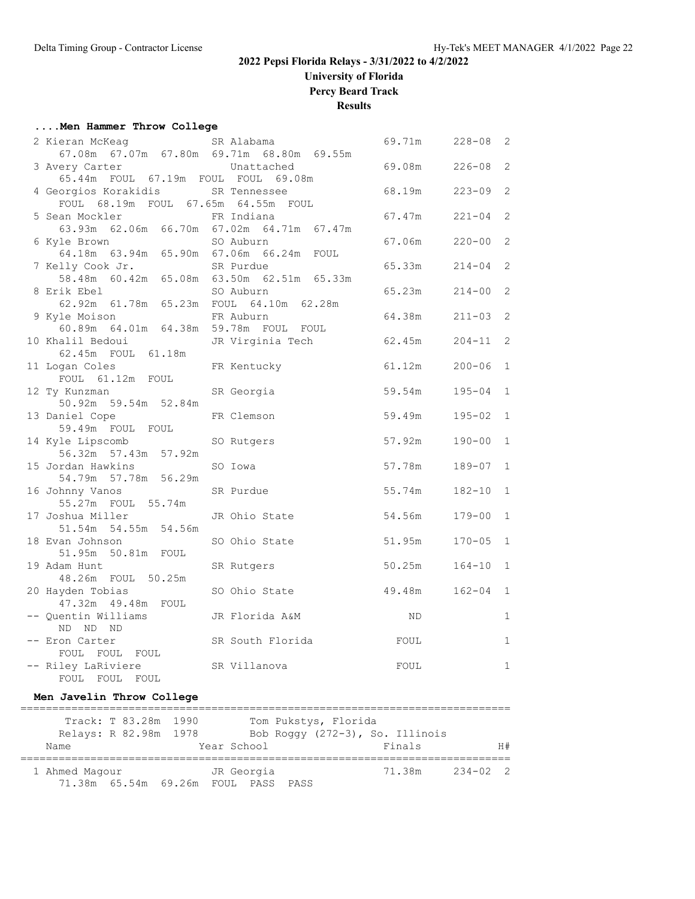## 2022 Pepsi Florida Relays - 3/31/2022 to 4/2/2022

**University of Florida**

**Percy Beard Track**

**Results**

### ....Men Hammer Throw College

```
  2 Kieran McKeag             SR Alabama                69.71m    228-08  2
      67.08m  67.07m  67.80m  69.71m  68.80m  69.55m
  3 Avery Carter                 Unattached             69.08m    226-08  2
      65.44m  FOUL  67.19m  FOUL  FOUL  69.08m
  4 Georgios Korakidis        SR Tennessee              68.19m    223-09  2
      FOUL  68.19m  FOUL  67.65m  64.55m  FOUL
  5 Sean Mockler              FR Indiana                67.47m    221-04  2
      63.93m  62.06m  66.70m  67.02m  64.71m  67.47m
  6 Kyle Brown                SO Auburn                 67.06m    220-00  2
      64.18m  63.94m  65.90m  67.06m  66.24m  FOUL
  7 Kelly Cook Jr.            SR Purdue                 65.33m    214-04  2
      58.48m  60.42m  65.08m  63.50m  62.51m  65.33m
  8 Erik Ebel                 SO Auburn                 65.23m    214-00  2
      62.92m  61.78m  65.23m  FOUL  64.10m  62.28m
  9 Kyle Moison               FR Auburn                 64.38m    211-03  2
      60.89m  64.01m  64.38m  59.78m  FOUL  FOUL
 10 Khalil Bedoui             JR Virginia Tech          62.45m    204-11  2
      62.45m  FOUL  61.18m
 11 Logan Coles               FR Kentucky               61.12m    200-06  1
      FOUL  61.12m  FOUL
 12 Ty Kunzman                SR Georgia                59.54m    195-04  1
      50.92m  59.54m  52.84m
 13 Daniel Cope               FR Clemson                59.49m    195-02  1
      59.49m  FOUL  FOUL
 14 Kyle Lipscomb             SO Rutgers                57.92m    190-00  1
      56.32m  57.43m  57.92m
 15 Jordan Hawkins            SO Iowa                   57.78m    189-07  1
      54.79m  57.78m  56.29m
 16 Johnny Vanos              SR Purdue                 55.74m    182-10  1
      55.27m  FOUL  55.74m
 17 Joshua Miller             JR Ohio State             54.56m    179-00  1
      51.54m  54.55m  54.56m
 18 Evan Johnson              SO Ohio State             51.95m    170-05  1
      51.95m  50.81m  FOUL
 19 Adam Hunt                 SR Rutgers                50.25m    164-10  1
      48.26m  FOUL  50.25m
 20 Hayden Tobias             SO Ohio State             49.48m    162-04  1
      47.32m  49.48m  FOUL
 -- Quentin Williams          JR Florida A&M                ND             1
      ND  ND  ND
 -- Eron Carter               SR South Florida            FOUL             1
      FOUL  FOUL  FOUL
 -- Riley LaRiviere           SR Villanova                FOUL             1
      FOUL  FOUL  FOUL
```

### Men Javelin Throw College

```
=============================================================================
     Track: T 83.28m  1990         Tom Pukstys, Florida
     Relays: R 82.98m  1978        Bob Roggy (272-3), So. Illinois
   Name                      Year School                  Finals           H#
=============================================================================
  1 Ahmed Magour              JR Georgia                71.38m    234-02  2
      71.38m  65.54m  69.26m  FOUL  PASS  PASS
```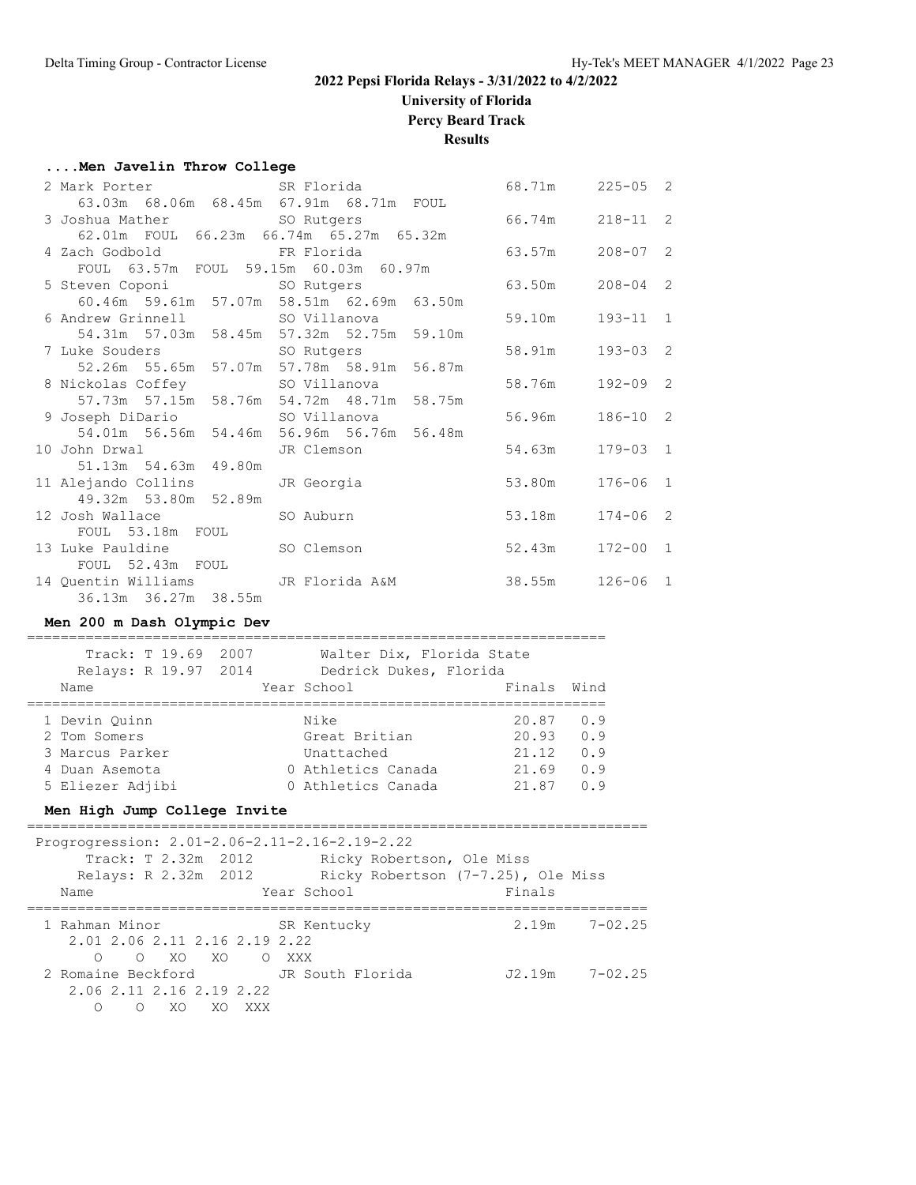## 2022 Pepsi Florida Relays - 3/31/2022 to 4/2/2022

**University of Florida**

**Percy Beard Track**

**Results**

### ....Men Javelin Throw College

```
  2 Mark Porter              SR Florida              68.71m    225-05  2
     63.03m  68.06m  68.45m  67.91m  68.71m  FOUL
  3 Joshua Mather            SO Rutgers              66.74m    218-11  2
     62.01m  FOUL  66.23m  66.74m  65.27m  65.32m
  4 Zach Godbold             FR Florida              63.57m    208-07  2
     FOUL  63.57m  FOUL  59.15m  60.03m  60.97m
  5 Steven Coponi            SO Rutgers              63.50m    208-04  2
     60.46m  59.61m  57.07m  58.51m  62.69m  63.50m
  6 Andrew Grinnell          SO Villanova            59.10m    193-11  1
     54.31m  57.03m  58.45m  57.32m  52.75m  59.10m
  7 Luke Souders             SO Rutgers              58.91m    193-03  2
     52.26m  55.65m  57.07m  57.78m  58.91m  56.87m
  8 Nickolas Coffey          SO Villanova            58.76m    192-09  2
     57.73m  57.15m  58.76m  54.72m  48.71m  58.75m
  9 Joseph DiDario           SO Villanova            56.96m    186-10  2
     54.01m  56.56m  54.46m  56.96m  56.76m  56.48m
 10 John Drwal               JR Clemson              54.63m    179-03  1
     51.13m  54.63m  49.80m
 11 Alejando Collins         JR Georgia              53.80m    176-06  1
     49.32m  53.80m  52.89m
 12 Josh Wallace             SO Auburn               53.18m    174-06  2
     FOUL  53.18m  FOUL
 13 Luke Pauldine            SO Clemson              52.43m    172-00  1
     FOUL  52.43m  FOUL
 14 Quentin Williams         JR Florida A&M          38.55m    126-06  1
     36.13m  36.27m  38.55m
```

### Men 200 m Dash Olympic Dev

```
=====================================================================
      Track: T 19.69  2007        Walter Dix, Florida State
     Relays: R 19.97  2014        Dedrick Dukes, Florida
    Name                    Year School                Finals  Wind
=====================================================================
  1 Devin Quinn                  Nike                   20.87   0.9
  2 Tom Somers                   Great Britian          20.93   0.9
  3 Marcus Parker                Unattached             21.12   0.9
  4 Duan Asemota               0 Athletics Canada       21.69   0.9
  5 Eliezer Adjibi             0 Athletics Canada       21.87   0.9
```

### Men High Jump College Invite

```
=========================================================================
  Progrogression: 2.01-2.06-2.11-2.16-2.19-2.22
      Track: T 2.32m  2012        Ricky Robertson, Ole Miss
     Relays: R 2.32m  2012        Ricky Robertson (7-7.25), Ole Miss
    Name                    Year School                  Finals
=========================================================================
  1 Rahman Minor             SR Kentucky                  2.19m    7-02.25
     2.01 2.06 2.11 2.16 2.19 2.22
        O    O   XO   XO    O  XXX
  2 Romaine Beckford         JR South Florida            J2.19m    7-02.25
     2.06 2.11 2.16 2.19 2.22
        O    O   XO   XO  XXX
```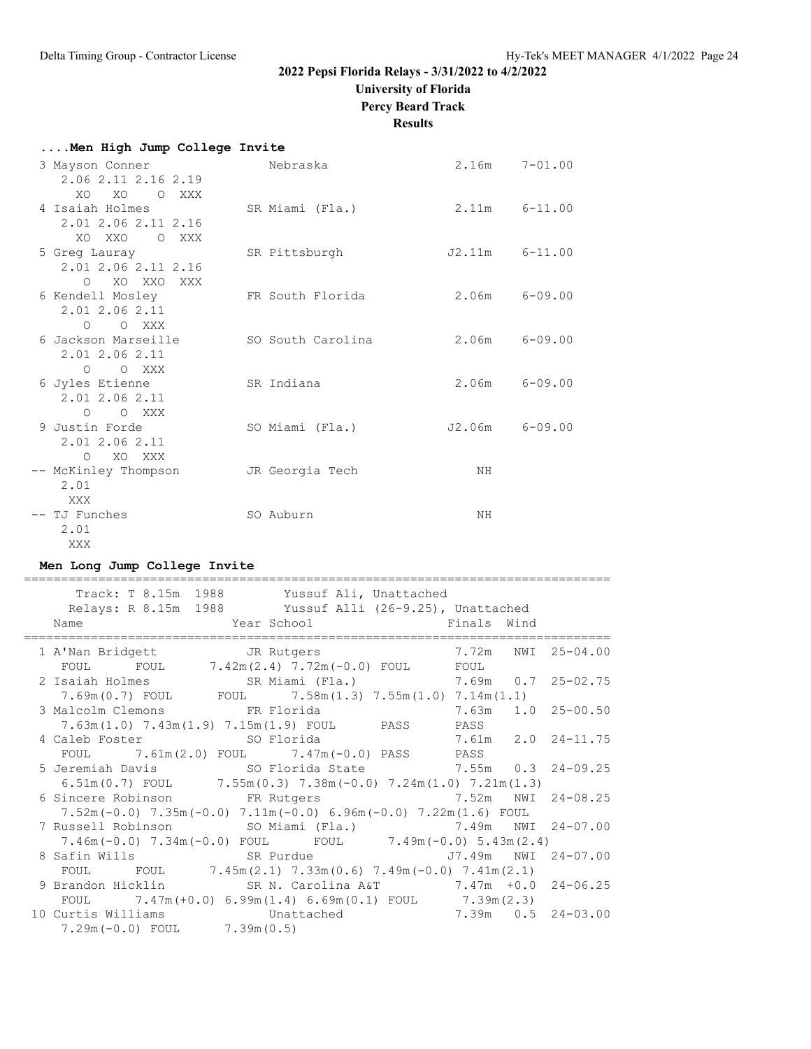## 2022 Pepsi Florida Relays - 3/31/2022 to 4/2/2022

**University of Florida**

**Percy Beard Track**

**Results**

### ....Men High Jump College Invite

| Place | Name | Year | School | Finals | |
|---|---|---|---|---|---|
| 3 | Mayson Conner | | Nebraska | 2.16m | 7-01.00 |
| | 2.06 2.11 2.16 2.19 | | | | |
| | XO XO O XXX | | | | |
| 4 | Isaiah Holmes | SR | Miami (Fla.) | 2.11m | 6-11.00 |
| | 2.01 2.06 2.11 2.16 | | | | |
| | XO XXO O XXX | | | | |
| 5 | Greg Lauray | SR | Pittsburgh | J2.11m | 6-11.00 |
| | 2.01 2.06 2.11 2.16 | | | | |
| | O XO XXO XXX | | | | |
| 6 | Kendell Mosley | FR | South Florida | 2.06m | 6-09.00 |
| | 2.01 2.06 2.11 | | | | |
| | O O XXX | | | | |
| 6 | Jackson Marseille | SO | South Carolina | 2.06m | 6-09.00 |
| | 2.01 2.06 2.11 | | | | |
| | O O XXX | | | | |
| 6 | Jyles Etienne | SR | Indiana | 2.06m | 6-09.00 |
| | 2.01 2.06 2.11 | | | | |
| | O O XXX | | | | |
| 9 | Justin Forde | SO | Miami (Fla.) | J2.06m | 6-09.00 |
| | 2.01 2.06 2.11 | | | | |
| | O XO XXX | | | | |
| -- | McKinley Thompson | JR | Georgia Tech | NH | |
| | 2.01 | | | | |
| | XXX | | | | |
| -- | TJ Funches | SO | Auburn | NH | |
| | 2.01 | | | | |
| | XXX | | | | |

### Men Long Jump College Invite

Track: T 8.15m 1988 Yussuf Ali, Unattached
Relays: R 8.15m 1988 Yussuf Alli (26-9.25), Unattached

| Place | Name | Year | School | Finals | Wind | |
|---|---|---|---|---|---|---|
| 1 | A'Nan Bridgett | JR | Rutgers | 7.72m | NWI | 25-04.00 |
| | FOUL FOUL 7.42m(2.4) 7.72m(-0.0) FOUL FOUL | | | | | |
| 2 | Isaiah Holmes | SR | Miami (Fla.) | 7.69m | 0.7 | 25-02.75 |
| | 7.69m(0.7) FOUL FOUL 7.58m(1.3) 7.55m(1.0) 7.14m(1.1) | | | | | |
| 3 | Malcolm Clemons | FR | Florida | 7.63m | 1.0 | 25-00.50 |
| | 7.63m(1.0) 7.43m(1.9) 7.15m(1.9) FOUL PASS PASS | | | | | |
| 4 | Caleb Foster | SO | Florida | 7.61m | 2.0 | 24-11.75 |
| | FOUL 7.61m(2.0) FOUL 7.47m(-0.0) PASS PASS | | | | | |
| 5 | Jeremiah Davis | SO | Florida State | 7.55m | 0.3 | 24-09.25 |
| | 6.51m(0.7) FOUL 7.55m(0.3) 7.38m(-0.0) 7.24m(1.0) 7.21m(1.3) | | | | | |
| 6 | Sincere Robinson | FR | Rutgers | 7.52m | NWI | 24-08.25 |
| | 7.52m(-0.0) 7.35m(-0.0) 7.11m(-0.0) 6.96m(-0.0) 7.22m(1.6) FOUL | | | | | |
| 7 | Russell Robinson | SO | Miami (Fla.) | 7.49m | NWI | 24-07.00 |
| | 7.46m(-0.0) 7.34m(-0.0) FOUL FOUL 7.49m(-0.0) 5.43m(2.4) | | | | | |
| 8 | Safin Wills | SR | Purdue | J7.49m | NWI | 24-07.00 |
| | FOUL FOUL 7.45m(2.1) 7.33m(0.6) 7.49m(-0.0) 7.41m(2.1) | | | | | |
| 9 | Brandon Hicklin | SR | N. Carolina A&T | 7.47m | +0.0 | 24-06.25 |
| | FOUL 7.47m(+0.0) 6.99m(1.4) 6.69m(0.1) FOUL 7.39m(2.3) | | | | | |
| 10 | Curtis Williams | | Unattached | 7.39m | 0.5 | 24-03.00 |
| | 7.29m(-0.0) FOUL 7.39m(0.5) | | | | | |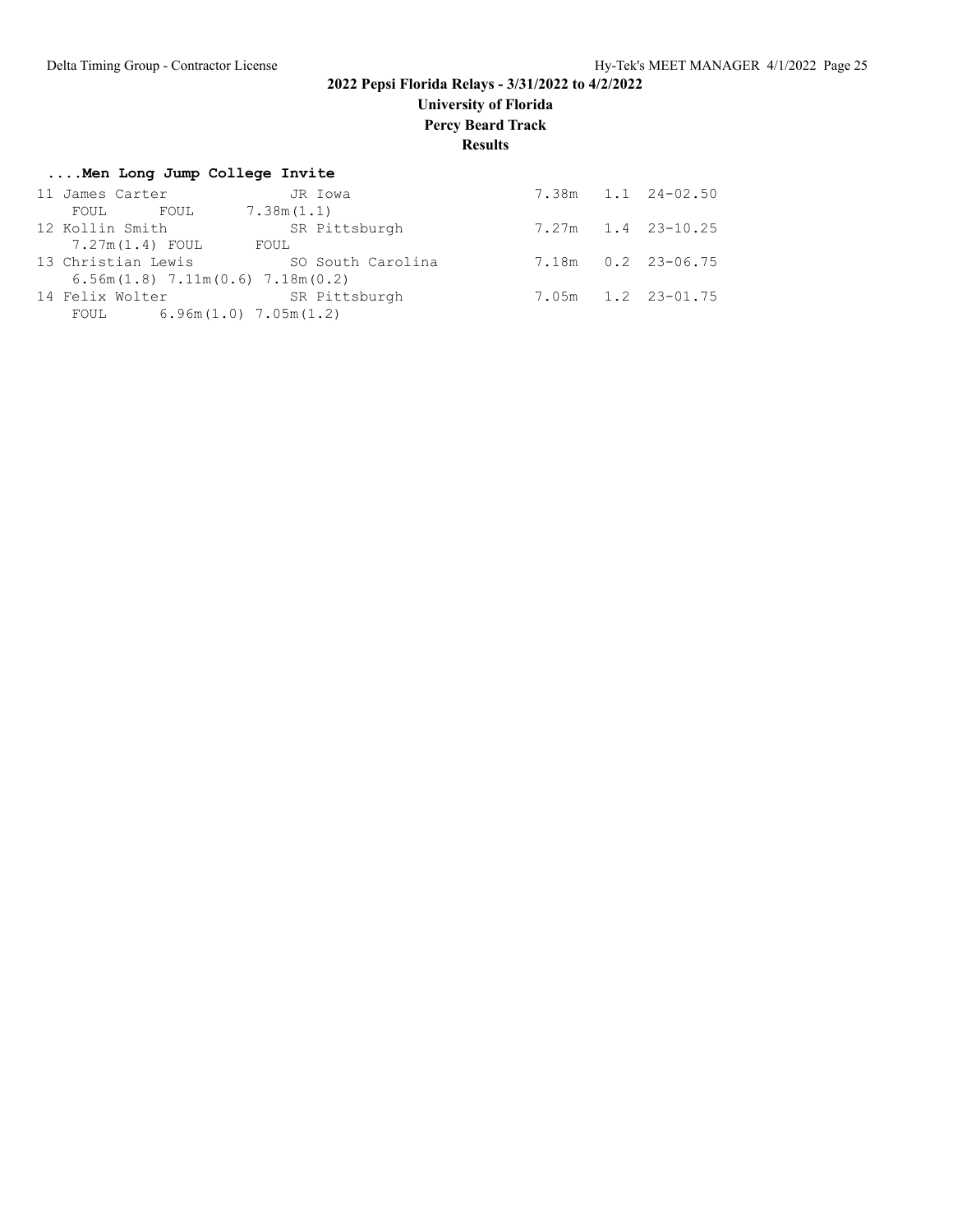#### ....Men Long Jump College Invite

| | | | | | |
|---|---|---|---|---|---|
| 11 James Carter | JR Iowa | 7.38m | 1.1 | 24-02.50 |
| FOUL FOUL 7.38m(1.1) | | | | |
| 12 Kollin Smith | SR Pittsburgh | 7.27m | 1.4 | 23-10.25 |
| 7.27m(1.4) FOUL FOUL | | | | |
| 13 Christian Lewis | SO South Carolina | 7.18m | 0.2 | 23-06.75 |
| 6.56m(1.8) 7.11m(0.6) 7.18m(0.2) | | | | |
| 14 Felix Wolter | SR Pittsburgh | 7.05m | 1.2 | 23-01.75 |
| FOUL 6.96m(1.0) 7.05m(1.2) | | | | |